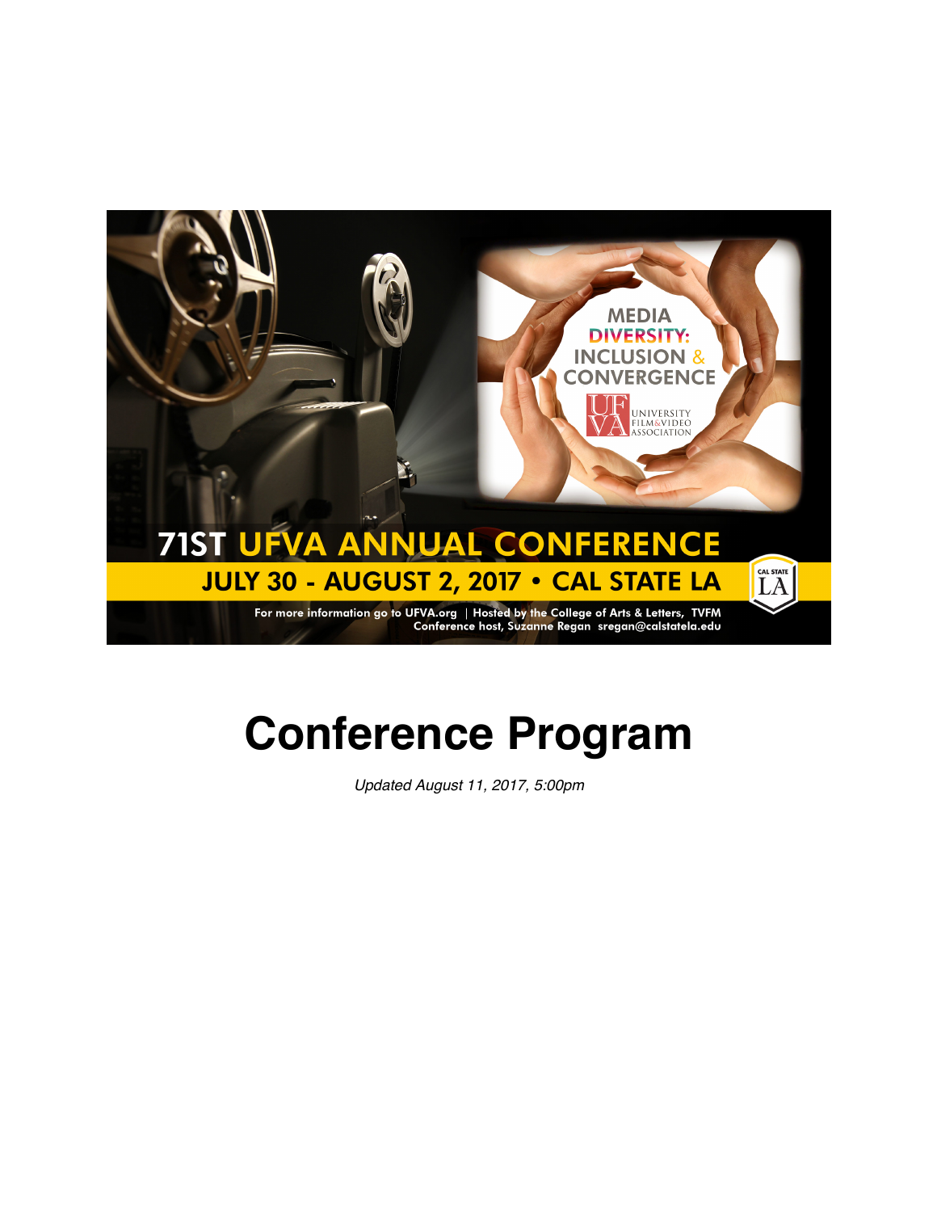MEDIA DIVERSITY: INCLUSION & CONVERGENCE

UFVA UNIVERSITY FILM&VIDEO ASSOCIATION

71ST UFVA ANNUAL CONFERENCE

JULY 30 - AUGUST 2, 2017 • CAL STATE LA

For more information go to UFVA.org | Hosted by the College of Arts & Letters, TVFM
Conference host, Suzanne Regan sregan@calstatela.edu

CAL STATE LA

# Conference Program

*Updated August 11, 2017, 5:00pm*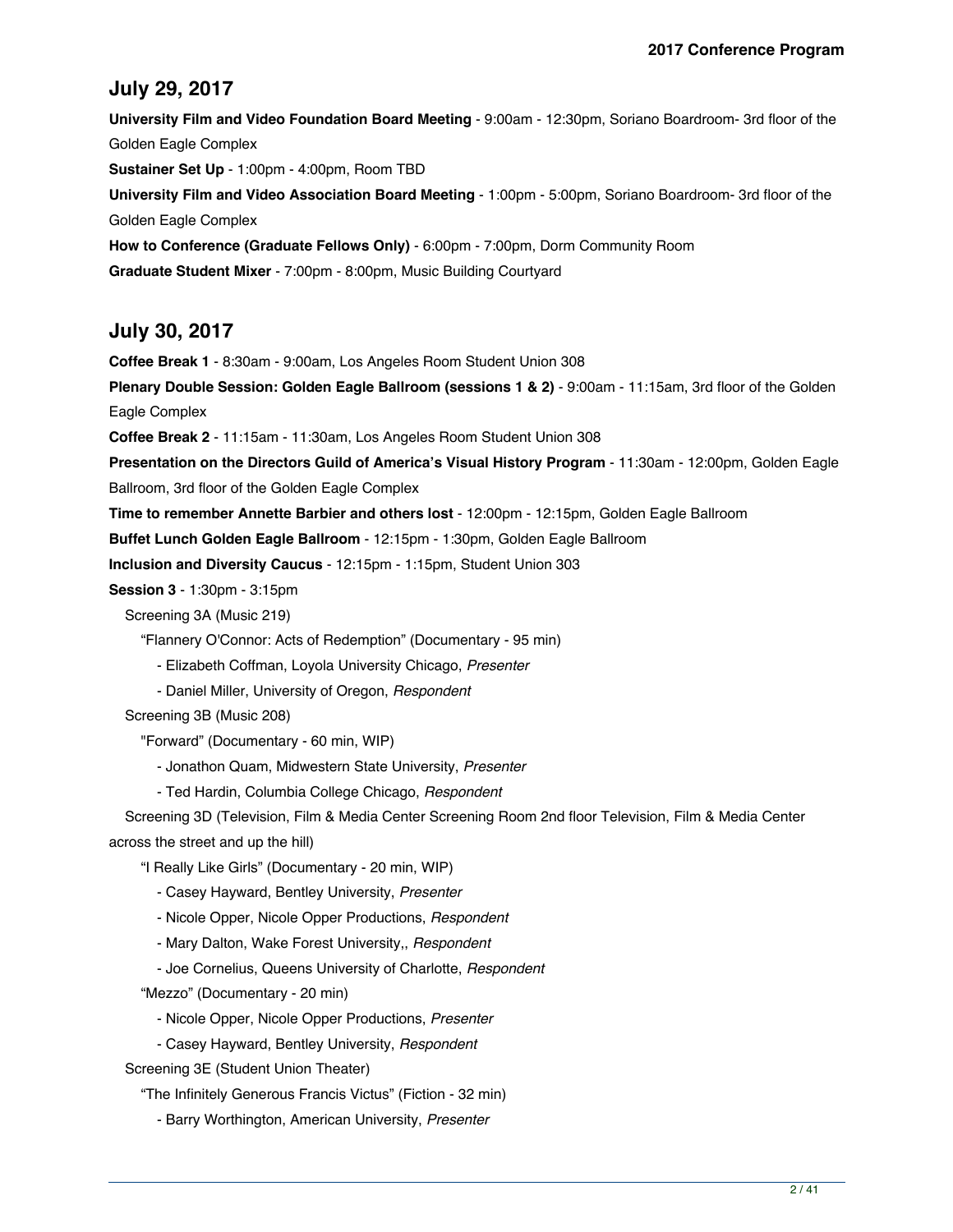## July 29, 2017

**University Film and Video Foundation Board Meeting** - 9:00am - 12:30pm, Soriano Boardroom- 3rd floor of the Golden Eagle Complex

**Sustainer Set Up** - 1:00pm - 4:00pm, Room TBD

**University Film and Video Association Board Meeting** - 1:00pm - 5:00pm, Soriano Boardroom- 3rd floor of the Golden Eagle Complex

**How to Conference (Graduate Fellows Only)** - 6:00pm - 7:00pm, Dorm Community Room

**Graduate Student Mixer** - 7:00pm - 8:00pm, Music Building Courtyard

## July 30, 2017

**Coffee Break 1** - 8:30am - 9:00am, Los Angeles Room Student Union 308

**Plenary Double Session: Golden Eagle Ballroom (sessions 1 & 2)** - 9:00am - 11:15am, 3rd floor of the Golden Eagle Complex

**Coffee Break 2** - 11:15am - 11:30am, Los Angeles Room Student Union 308

**Presentation on the Directors Guild of America's Visual History Program** - 11:30am - 12:00pm, Golden Eagle Ballroom, 3rd floor of the Golden Eagle Complex

**Time to remember Annette Barbier and others lost** - 12:00pm - 12:15pm, Golden Eagle Ballroom

**Buffet Lunch Golden Eagle Ballroom** - 12:15pm - 1:30pm, Golden Eagle Ballroom

**Inclusion and Diversity Caucus** - 12:15pm - 1:15pm, Student Union 303

**Session 3** - 1:30pm - 3:15pm

Screening 3A (Music 219)

"Flannery O'Connor: Acts of Redemption" (Documentary - 95 min)

- Elizabeth Coffman, Loyola University Chicago, *Presenter*
- Daniel Miller, University of Oregon, *Respondent*

Screening 3B (Music 208)

"Forward" (Documentary - 60 min, WIP)

- Jonathon Quam, Midwestern State University, *Presenter*
- Ted Hardin, Columbia College Chicago, *Respondent*

Screening 3D (Television, Film & Media Center Screening Room 2nd floor Television, Film & Media Center across the street and up the hill)

"I Really Like Girls" (Documentary - 20 min, WIP)

- Casey Hayward, Bentley University, *Presenter*
- Nicole Opper, Nicole Opper Productions, *Respondent*
- Mary Dalton, Wake Forest University,, *Respondent*
- Joe Cornelius, Queens University of Charlotte, *Respondent*

"Mezzo" (Documentary - 20 min)

- Nicole Opper, Nicole Opper Productions, *Presenter*
- Casey Hayward, Bentley University, *Respondent*

Screening 3E (Student Union Theater)

"The Infinitely Generous Francis Victus" (Fiction - 32 min)

- Barry Worthington, American University, *Presenter*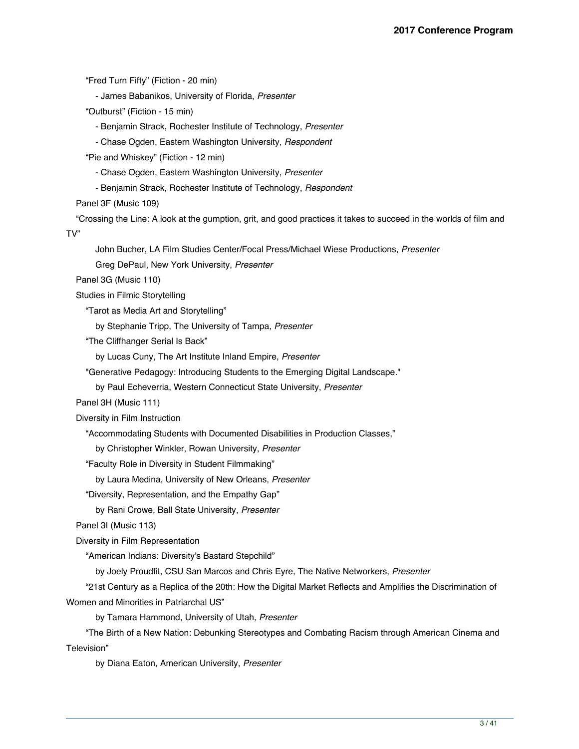"Fred Turn Fifty" (Fiction - 20 min)

- James Babanikos, University of Florida, *Presenter*

"Outburst" (Fiction - 15 min)

- Benjamin Strack, Rochester Institute of Technology, *Presenter*
- Chase Ogden, Eastern Washington University, *Respondent*

"Pie and Whiskey" (Fiction - 12 min)

- Chase Ogden, Eastern Washington University, *Presenter*
- Benjamin Strack, Rochester Institute of Technology, *Respondent*

Panel 3F (Music 109)

"Crossing the Line: A look at the gumption, grit, and good practices it takes to succeed in the worlds of film and TV"

John Bucher, LA Film Studies Center/Focal Press/Michael Wiese Productions, *Presenter*

Greg DePaul, New York University, *Presenter*

Panel 3G (Music 110)

Studies in Filmic Storytelling

"Tarot as Media Art and Storytelling"

by Stephanie Tripp, The University of Tampa, *Presenter*

"The Cliffhanger Serial Is Back"

by Lucas Cuny, The Art Institute Inland Empire, *Presenter*

"Generative Pedagogy: Introducing Students to the Emerging Digital Landscape."

by Paul Echeverria, Western Connecticut State University, *Presenter*

Panel 3H (Music 111)

Diversity in Film Instruction

"Accommodating Students with Documented Disabilities in Production Classes,"

by Christopher Winkler, Rowan University, *Presenter*

"Faculty Role in Diversity in Student Filmmaking"

by Laura Medina, University of New Orleans, *Presenter*

"Diversity, Representation, and the Empathy Gap"

by Rani Crowe, Ball State University, *Presenter*

Panel 3I (Music 113)

Diversity in Film Representation

"American Indians: Diversity's Bastard Stepchild"

by Joely Proudfit, CSU San Marcos and Chris Eyre, The Native Networkers, *Presenter*

"21st Century as a Replica of the 20th: How the Digital Market Reflects and Amplifies the Discrimination of Women and Minorities in Patriarchal US"

by Tamara Hammond, University of Utah, *Presenter*

"The Birth of a New Nation: Debunking Stereotypes and Combating Racism through American Cinema and Television"

by Diana Eaton, American University, *Presenter*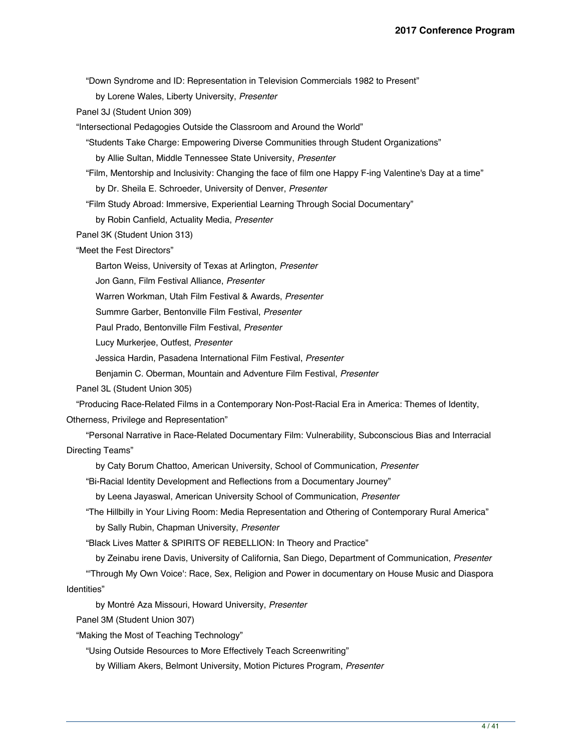"Down Syndrome and ID: Representation in Television Commercials 1982 to Present"

by Lorene Wales, Liberty University, *Presenter*

Panel 3J (Student Union 309)

"Intersectional Pedagogies Outside the Classroom and Around the World"

"Students Take Charge: Empowering Diverse Communities through Student Organizations"

by Allie Sultan, Middle Tennessee State University, *Presenter*

"Film, Mentorship and Inclusivity: Changing the face of film one Happy F-ing Valentine's Day at a time"

by Dr. Sheila E. Schroeder, University of Denver, *Presenter*

"Film Study Abroad: Immersive, Experiential Learning Through Social Documentary"

by Robin Canfield, Actuality Media, *Presenter*

Panel 3K (Student Union 313)

"Meet the Fest Directors"

Barton Weiss, University of Texas at Arlington, *Presenter*

Jon Gann, Film Festival Alliance, *Presenter*

Warren Workman, Utah Film Festival & Awards, *Presenter*

Summre Garber, Bentonville Film Festival, *Presenter*

Paul Prado, Bentonville Film Festival, *Presenter*

Lucy Murkerjee, Outfest, *Presenter*

Jessica Hardin, Pasadena International Film Festival, *Presenter*

Benjamin C. Oberman, Mountain and Adventure Film Festival, *Presenter*

Panel 3L (Student Union 305)

"Producing Race-Related Films in a Contemporary Non-Post-Racial Era in America: Themes of Identity, Otherness, Privilege and Representation"

"Personal Narrative in Race-Related Documentary Film: Vulnerability, Subconscious Bias and Interracial Directing Teams"

by Caty Borum Chattoo, American University, School of Communication, *Presenter*

"Bi-Racial Identity Development and Reflections from a Documentary Journey"

by Leena Jayaswal, American University School of Communication, *Presenter*

"The Hillbilly in Your Living Room: Media Representation and Othering of Contemporary Rural America"

by Sally Rubin, Chapman University, *Presenter*

"Black Lives Matter & SPIRITS OF REBELLION: In Theory and Practice"

by Zeinabu irene Davis, University of California, San Diego, Department of Communication, *Presenter*

"'Through My Own Voice': Race, Sex, Religion and Power in documentary on House Music and Diaspora Identities"

by Montré Aza Missouri, Howard University, *Presenter*

Panel 3M (Student Union 307)

"Making the Most of Teaching Technology"

"Using Outside Resources to More Effectively Teach Screenwriting"

by William Akers, Belmont University, Motion Pictures Program, *Presenter*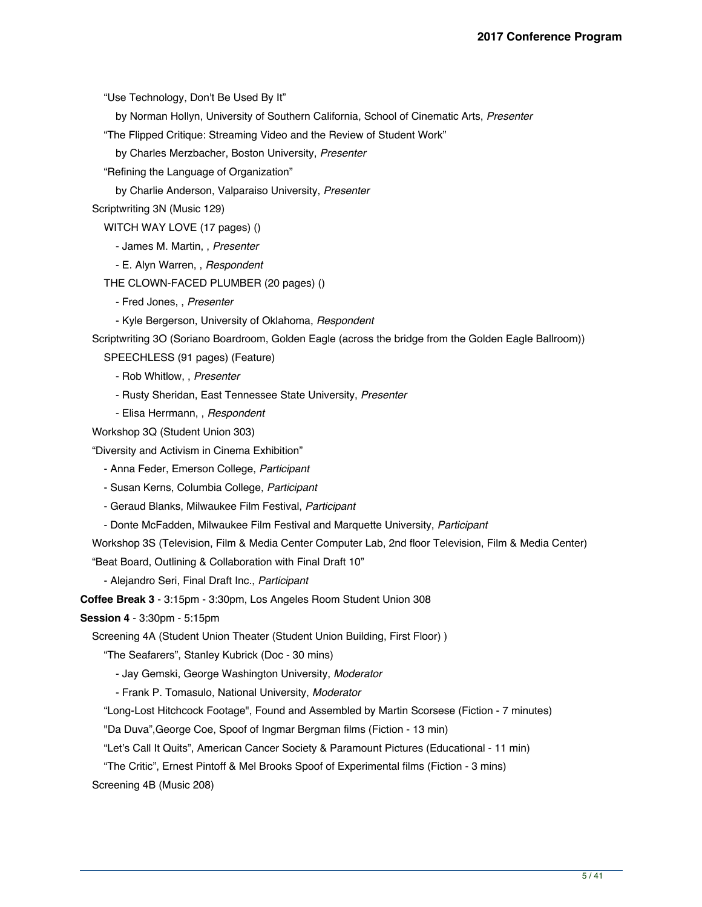"Use Technology, Don't Be Used By It"

by Norman Hollyn, University of Southern California, School of Cinematic Arts, *Presenter*

"The Flipped Critique: Streaming Video and the Review of Student Work"

by Charles Merzbacher, Boston University, *Presenter*

"Refining the Language of Organization"

by Charlie Anderson, Valparaiso University, *Presenter*

Scriptwriting 3N (Music 129)

WITCH WAY LOVE (17 pages) ()

- James M. Martin, , *Presenter*
- E. Alyn Warren, , *Respondent*

THE CLOWN-FACED PLUMBER (20 pages) ()

- Fred Jones, , *Presenter*
- Kyle Bergerson, University of Oklahoma, *Respondent*

Scriptwriting 3O (Soriano Boardroom, Golden Eagle (across the bridge from the Golden Eagle Ballroom))

SPEECHLESS (91 pages) (Feature)

- Rob Whitlow, , *Presenter*
- Rusty Sheridan, East Tennessee State University, *Presenter*
- Elisa Herrmann, , *Respondent*

Workshop 3Q (Student Union 303)

"Diversity and Activism in Cinema Exhibition"

- Anna Feder, Emerson College, *Participant*
- Susan Kerns, Columbia College, *Participant*
- Geraud Blanks, Milwaukee Film Festival, *Participant*
- Donte McFadden, Milwaukee Film Festival and Marquette University, *Participant*

Workshop 3S (Television, Film & Media Center Computer Lab, 2nd floor Television, Film & Media Center)

"Beat Board, Outlining & Collaboration with Final Draft 10"

- Alejandro Seri, Final Draft Inc., *Participant*

**Coffee Break 3** - 3:15pm - 3:30pm, Los Angeles Room Student Union 308

**Session 4** - 3:30pm - 5:15pm

Screening 4A (Student Union Theater (Student Union Building, First Floor) )

"The Seafarers", Stanley Kubrick (Doc - 30 mins)

- Jay Gemski, George Washington University, *Moderator*
- Frank P. Tomasulo, National University, *Moderator*

"Long-Lost Hitchcock Footage", Found and Assembled by Martin Scorsese (Fiction - 7 minutes)

"Da Duva",George Coe, Spoof of Ingmar Bergman films (Fiction - 13 min)

"Let's Call It Quits", American Cancer Society & Paramount Pictures (Educational - 11 min)

"The Critic", Ernest Pintoff & Mel Brooks Spoof of Experimental films (Fiction - 3 mins)

Screening 4B (Music 208)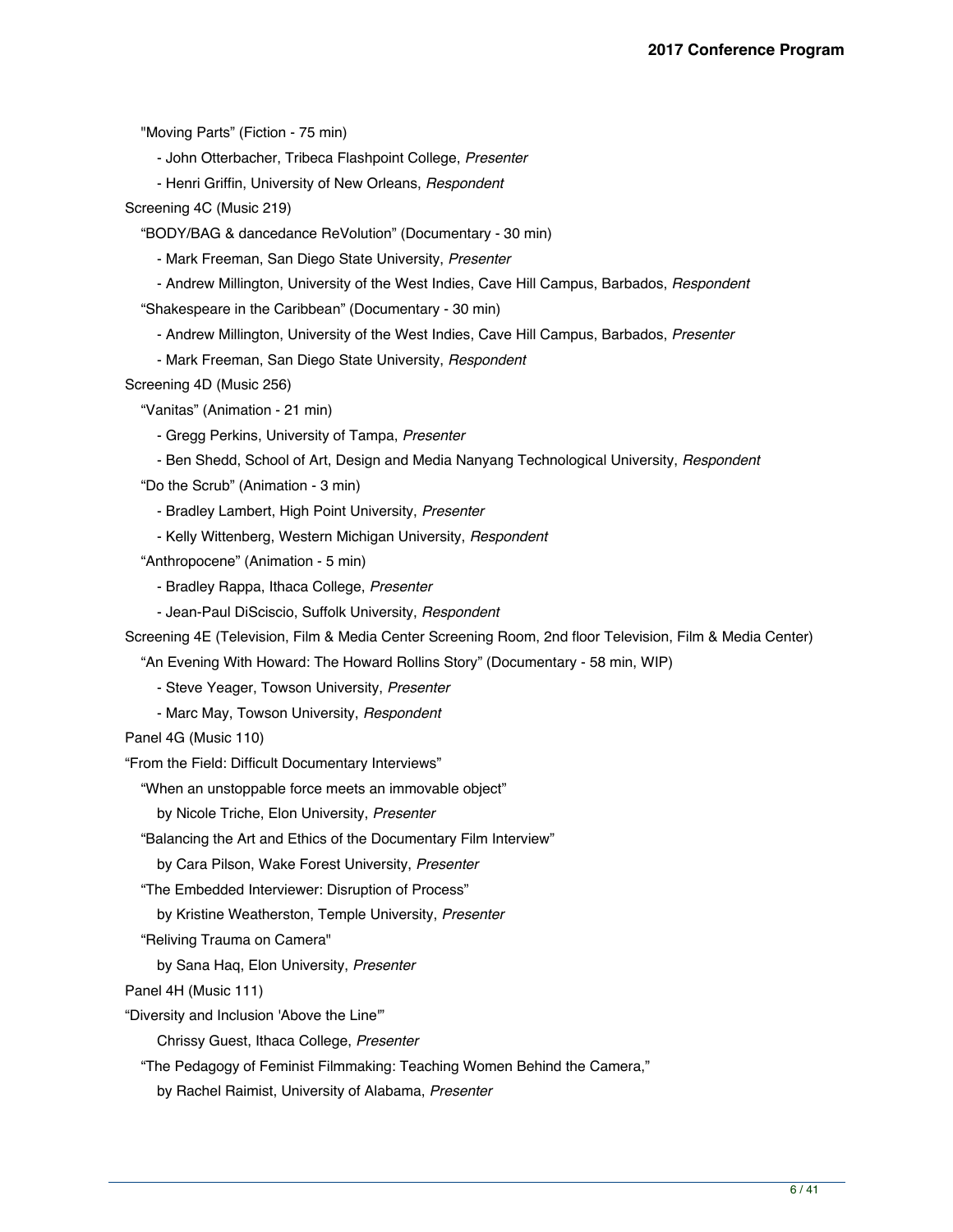"Moving Parts" (Fiction - 75 min)

- John Otterbacher, Tribeca Flashpoint College, *Presenter*
- Henri Griffin, University of New Orleans, *Respondent*

Screening 4C (Music 219)

"BODY/BAG & dancedance ReVolution" (Documentary - 30 min)

- Mark Freeman, San Diego State University, *Presenter*
- Andrew Millington, University of the West Indies, Cave Hill Campus, Barbados, *Respondent*

"Shakespeare in the Caribbean" (Documentary - 30 min)

- Andrew Millington, University of the West Indies, Cave Hill Campus, Barbados, *Presenter*
- Mark Freeman, San Diego State University, *Respondent*

Screening 4D (Music 256)

"Vanitas" (Animation - 21 min)

- Gregg Perkins, University of Tampa, *Presenter*
- Ben Shedd, School of Art, Design and Media Nanyang Technological University, *Respondent*

"Do the Scrub" (Animation - 3 min)

- Bradley Lambert, High Point University, *Presenter*
- Kelly Wittenberg, Western Michigan University, *Respondent*

"Anthropocene" (Animation - 5 min)

- Bradley Rappa, Ithaca College, *Presenter*
- Jean-Paul DiSciscio, Suffolk University, *Respondent*

Screening 4E (Television, Film & Media Center Screening Room, 2nd floor Television, Film & Media Center)

"An Evening With Howard: The Howard Rollins Story" (Documentary - 58 min, WIP)

- Steve Yeager, Towson University, *Presenter*
- Marc May, Towson University, *Respondent*

Panel 4G (Music 110)

"From the Field: Difficult Documentary Interviews"

"When an unstoppable force meets an immovable object"

by Nicole Triche, Elon University, *Presenter*

"Balancing the Art and Ethics of the Documentary Film Interview"

by Cara Pilson, Wake Forest University, *Presenter*

"The Embedded Interviewer: Disruption of Process"

by Kristine Weatherston, Temple University, *Presenter*

"Reliving Trauma on Camera"

by Sana Haq, Elon University, *Presenter*

Panel 4H (Music 111)

"Diversity and Inclusion 'Above the Line'"

Chrissy Guest, Ithaca College, *Presenter*

"The Pedagogy of Feminist Filmmaking: Teaching Women Behind the Camera,"

by Rachel Raimist, University of Alabama, *Presenter*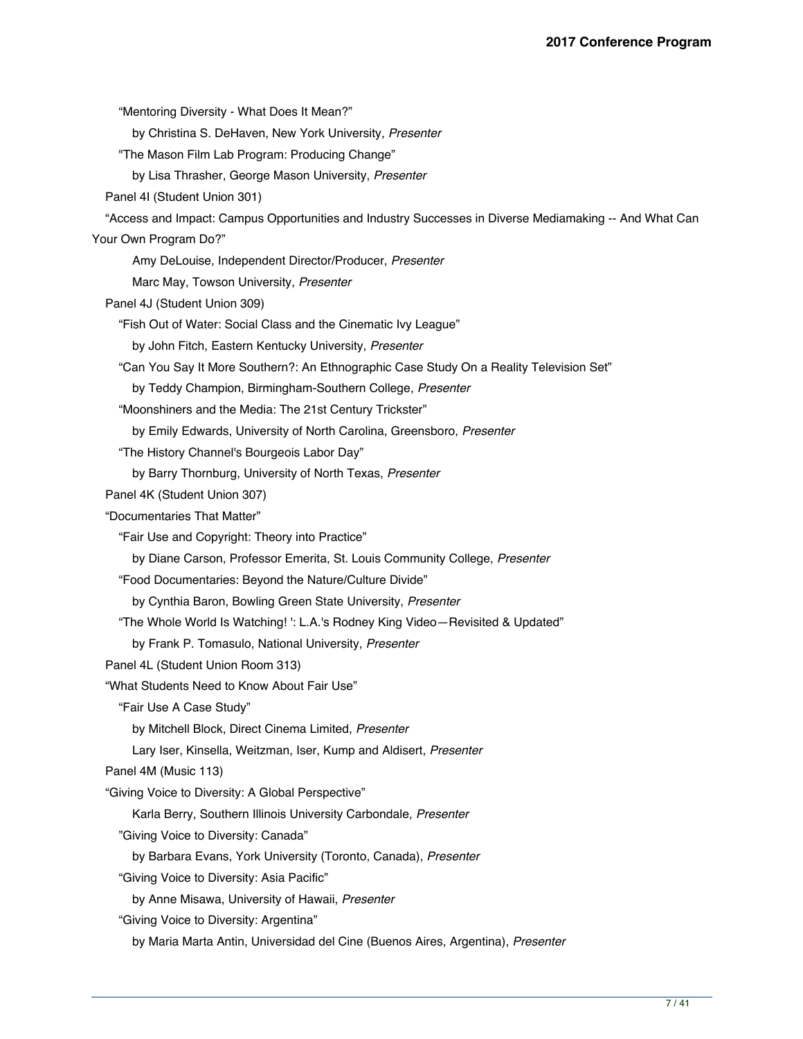"Mentoring Diversity - What Does It Mean?"

by Christina S. DeHaven, New York University, *Presenter*

"The Mason Film Lab Program: Producing Change"

by Lisa Thrasher, George Mason University, *Presenter*

Panel 4I (Student Union 301)

"Access and Impact: Campus Opportunities and Industry Successes in Diverse Mediamaking -- And What Can Your Own Program Do?"

Amy DeLouise, Independent Director/Producer, *Presenter*

Marc May, Towson University, *Presenter*

Panel 4J (Student Union 309)

"Fish Out of Water: Social Class and the Cinematic Ivy League"

by John Fitch, Eastern Kentucky University, *Presenter*

"Can You Say It More Southern?: An Ethnographic Case Study On a Reality Television Set"

by Teddy Champion, Birmingham-Southern College, *Presenter*

"Moonshiners and the Media: The 21st Century Trickster"

by Emily Edwards, University of North Carolina, Greensboro, *Presenter*

"The History Channel's Bourgeois Labor Day"

by Barry Thornburg, University of North Texas, *Presenter*

Panel 4K (Student Union 307)

"Documentaries That Matter"

"Fair Use and Copyright: Theory into Practice"

by Diane Carson, Professor Emerita, St. Louis Community College, *Presenter*

"Food Documentaries: Beyond the Nature/Culture Divide"

by Cynthia Baron, Bowling Green State University, *Presenter*

"The Whole World Is Watching! ': L.A.'s Rodney King Video—Revisited & Updated"

by Frank P. Tomasulo, National University, *Presenter*

Panel 4L (Student Union Room 313)

"What Students Need to Know About Fair Use"

"Fair Use A Case Study"

by Mitchell Block, Direct Cinema Limited, *Presenter*

Lary Iser, Kinsella, Weitzman, Iser, Kump and Aldisert, *Presenter*

Panel 4M (Music 113)

"Giving Voice to Diversity: A Global Perspective"

Karla Berry, Southern Illinois University Carbondale, *Presenter*

"Giving Voice to Diversity: Canada"

by Barbara Evans, York University (Toronto, Canada), *Presenter*

"Giving Voice to Diversity: Asia Pacific"

by Anne Misawa, University of Hawaii, *Presenter*

"Giving Voice to Diversity: Argentina"

by Maria Marta Antin, Universidad del Cine (Buenos Aires, Argentina), *Presenter*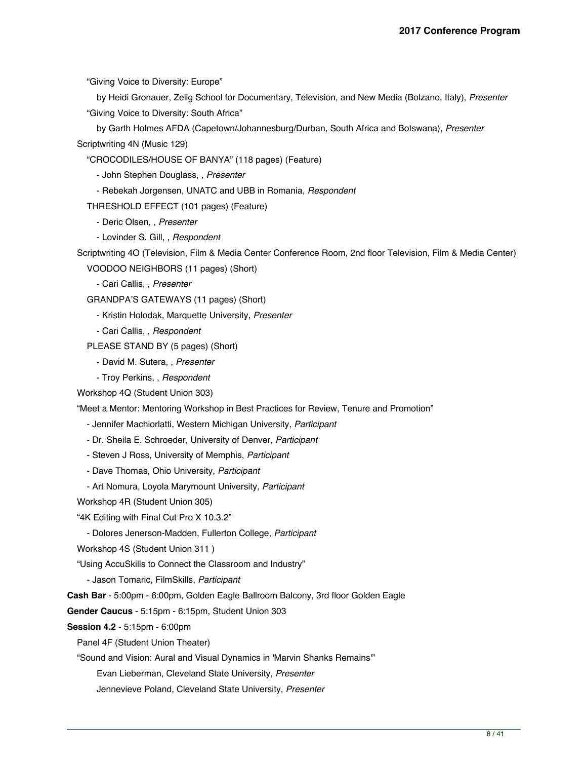“Giving Voice to Diversity: Europe”

by Heidi Gronauer, Zelig School for Documentary, Television, and New Media (Bolzano, Italy), *Presenter*

“Giving Voice to Diversity: South Africa”

by Garth Holmes AFDA (Capetown/Johannesburg/Durban, South Africa and Botswana), *Presenter*

Scriptwriting 4N (Music 129)

“CROCODILES/HOUSE OF BANYA” (118 pages) (Feature)

- John Stephen Douglass, , *Presenter*
- Rebekah Jorgensen, UNATC and UBB in Romania, *Respondent*

THRESHOLD EFFECT (101 pages) (Feature)

- Deric Olsen, , *Presenter*
- Lovinder S. Gill, , *Respondent*

Scriptwriting 4O (Television, Film & Media Center Conference Room, 2nd floor Television, Film & Media Center)

VOODOO NEIGHBORS (11 pages) (Short)

- Cari Callis, , *Presenter*

GRANDPA’S GATEWAYS (11 pages) (Short)

- Kristin Holodak, Marquette University, *Presenter*
- Cari Callis, , *Respondent*

PLEASE STAND BY (5 pages) (Short)

- David M. Sutera, , *Presenter*
- Troy Perkins, , *Respondent*

Workshop 4Q (Student Union 303)

“Meet a Mentor: Mentoring Workshop in Best Practices for Review, Tenure and Promotion”

- Jennifer Machiorlatti, Western Michigan University, *Participant*
- Dr. Sheila E. Schroeder, University of Denver, *Participant*
- Steven J Ross, University of Memphis, *Participant*
- Dave Thomas, Ohio University, *Participant*
- Art Nomura, Loyola Marymount University, *Participant*

Workshop 4R (Student Union 305)

“4K Editing with Final Cut Pro X 10.3.2”

- Dolores Jenerson-Madden, Fullerton College, *Participant*

Workshop 4S (Student Union 311 )

“Using AccuSkills to Connect the Classroom and Industry”

- Jason Tomaric, FilmSkills, *Participant*

**Cash Bar** - 5:00pm - 6:00pm, Golden Eagle Ballroom Balcony, 3rd floor Golden Eagle

**Gender Caucus** - 5:15pm - 6:15pm, Student Union 303

**Session 4.2** - 5:15pm - 6:00pm

Panel 4F (Student Union Theater)

“Sound and Vision: Aural and Visual Dynamics in 'Marvin Shanks Remains'”

Evan Lieberman, Cleveland State University, *Presenter*

Jennevieve Poland, Cleveland State University, *Presenter*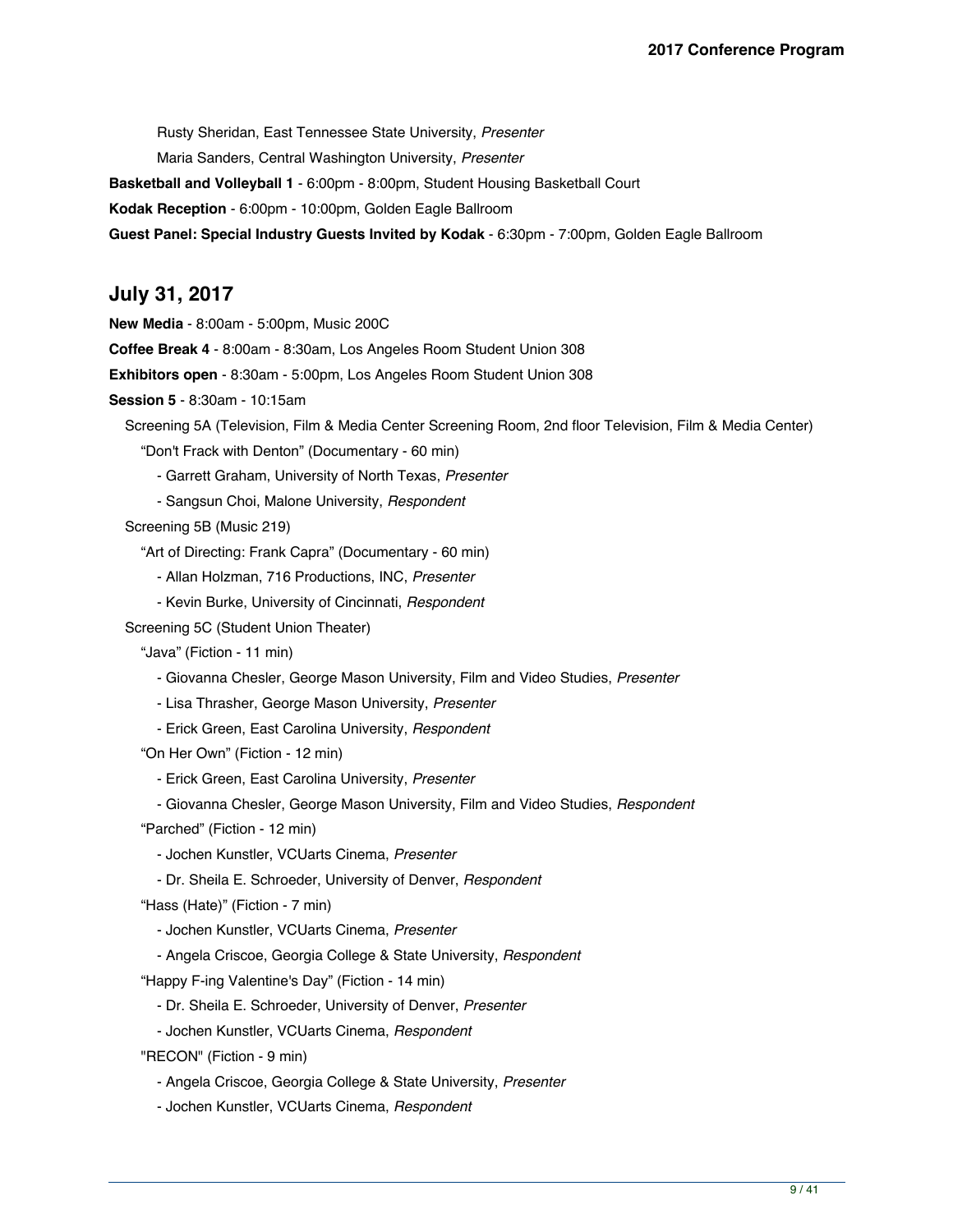Rusty Sheridan, East Tennessee State University, *Presenter*

Maria Sanders, Central Washington University, *Presenter*

**Basketball and Volleyball 1** - 6:00pm - 8:00pm, Student Housing Basketball Court

**Kodak Reception** - 6:00pm - 10:00pm, Golden Eagle Ballroom

**Guest Panel: Special Industry Guests Invited by Kodak** - 6:30pm - 7:00pm, Golden Eagle Ballroom

## July 31, 2017

**New Media** - 8:00am - 5:00pm, Music 200C

**Coffee Break 4** - 8:00am - 8:30am, Los Angeles Room Student Union 308

**Exhibitors open** - 8:30am - 5:00pm, Los Angeles Room Student Union 308

**Session 5** - 8:30am - 10:15am

Screening 5A (Television, Film & Media Center Screening Room, 2nd floor Television, Film & Media Center)

“Don't Frack with Denton” (Documentary - 60 min)

- Garrett Graham, University of North Texas, *Presenter*
- Sangsun Choi, Malone University, *Respondent*

Screening 5B (Music 219)

“Art of Directing: Frank Capra” (Documentary - 60 min)

- Allan Holzman, 716 Productions, INC, *Presenter*
- Kevin Burke, University of Cincinnati, *Respondent*

Screening 5C (Student Union Theater)

“Java” (Fiction - 11 min)

- Giovanna Chesler, George Mason University, Film and Video Studies, *Presenter*
- Lisa Thrasher, George Mason University, *Presenter*
- Erick Green, East Carolina University, *Respondent*

“On Her Own” (Fiction - 12 min)

- Erick Green, East Carolina University, *Presenter*
- Giovanna Chesler, George Mason University, Film and Video Studies, *Respondent*

“Parched” (Fiction - 12 min)

- Jochen Kunstler, VCUarts Cinema, *Presenter*
- Dr. Sheila E. Schroeder, University of Denver, *Respondent*

“Hass (Hate)” (Fiction - 7 min)

- Jochen Kunstler, VCUarts Cinema, *Presenter*
- Angela Criscoe, Georgia College & State University, *Respondent*

“Happy F-ing Valentine's Day” (Fiction - 14 min)

- Dr. Sheila E. Schroeder, University of Denver, *Presenter*
- Jochen Kunstler, VCUarts Cinema, *Respondent*

"RECON" (Fiction - 9 min)

- Angela Criscoe, Georgia College & State University, *Presenter*
- Jochen Kunstler, VCUarts Cinema, *Respondent*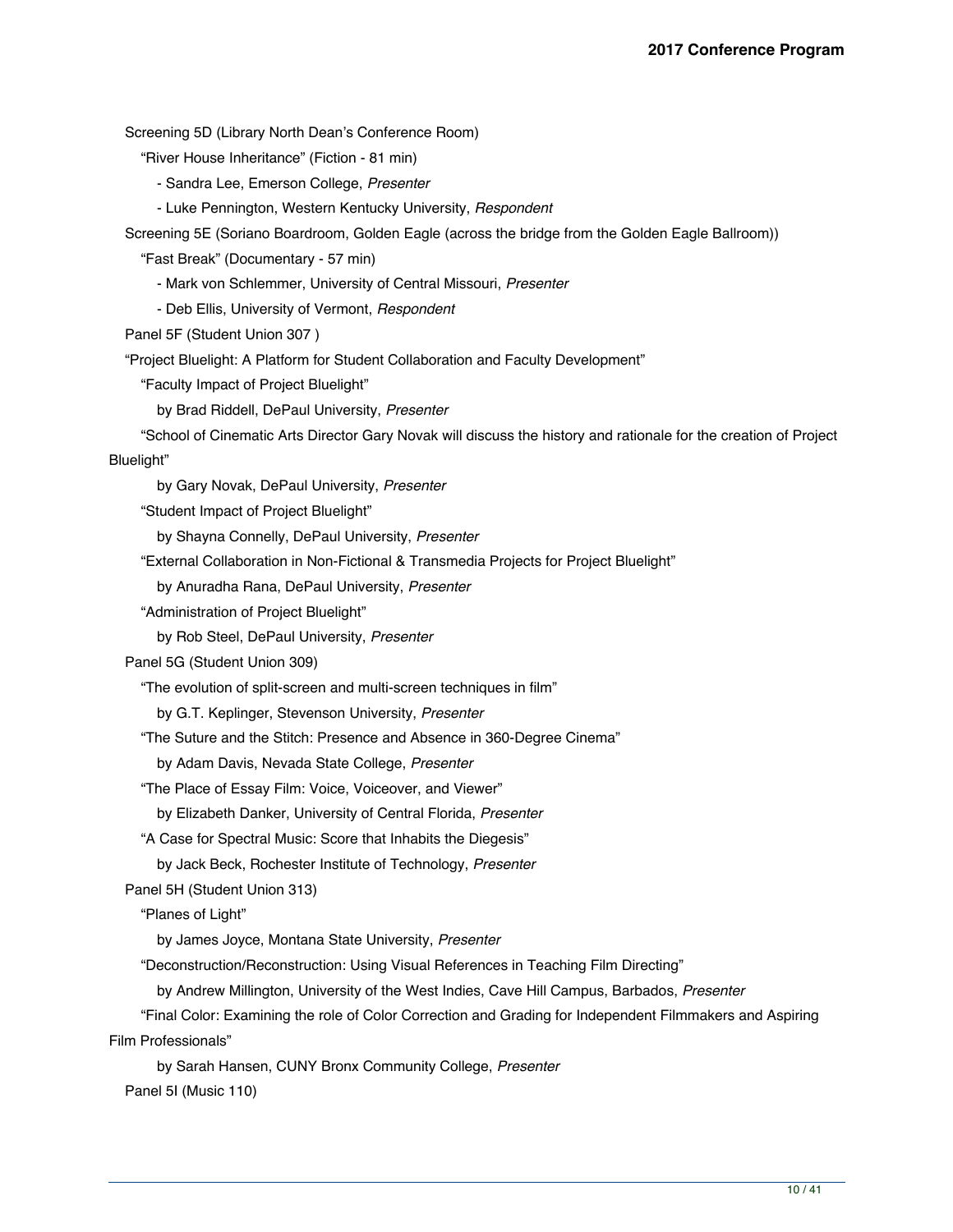Screening 5D (Library North Dean's Conference Room)

"River House Inheritance" (Fiction - 81 min)

- Sandra Lee, Emerson College, *Presenter*
- Luke Pennington, Western Kentucky University, *Respondent*

Screening 5E (Soriano Boardroom, Golden Eagle (across the bridge from the Golden Eagle Ballroom))

"Fast Break" (Documentary - 57 min)

- Mark von Schlemmer, University of Central Missouri, *Presenter*
- Deb Ellis, University of Vermont, *Respondent*

Panel 5F (Student Union 307 )

"Project Bluelight: A Platform for Student Collaboration and Faculty Development"

"Faculty Impact of Project Bluelight"

by Brad Riddell, DePaul University, *Presenter*

"School of Cinematic Arts Director Gary Novak will discuss the history and rationale for the creation of Project Bluelight"

by Gary Novak, DePaul University, *Presenter*

"Student Impact of Project Bluelight"

by Shayna Connelly, DePaul University, *Presenter*

"External Collaboration in Non-Fictional & Transmedia Projects for Project Bluelight"

by Anuradha Rana, DePaul University, *Presenter*

"Administration of Project Bluelight"

by Rob Steel, DePaul University, *Presenter*

Panel 5G (Student Union 309)

"The evolution of split-screen and multi-screen techniques in film"

by G.T. Keplinger, Stevenson University, *Presenter*

"The Suture and the Stitch: Presence and Absence in 360-Degree Cinema"

by Adam Davis, Nevada State College, *Presenter*

"The Place of Essay Film: Voice, Voiceover, and Viewer"

by Elizabeth Danker, University of Central Florida, *Presenter*

"A Case for Spectral Music: Score that Inhabits the Diegesis"

by Jack Beck, Rochester Institute of Technology, *Presenter*

Panel 5H (Student Union 313)

"Planes of Light"

by James Joyce, Montana State University, *Presenter*

"Deconstruction/Reconstruction: Using Visual References in Teaching Film Directing"

by Andrew Millington, University of the West Indies, Cave Hill Campus, Barbados, *Presenter*

"Final Color: Examining the role of Color Correction and Grading for Independent Filmmakers and Aspiring Film Professionals"

by Sarah Hansen, CUNY Bronx Community College, *Presenter*

Panel 5I (Music 110)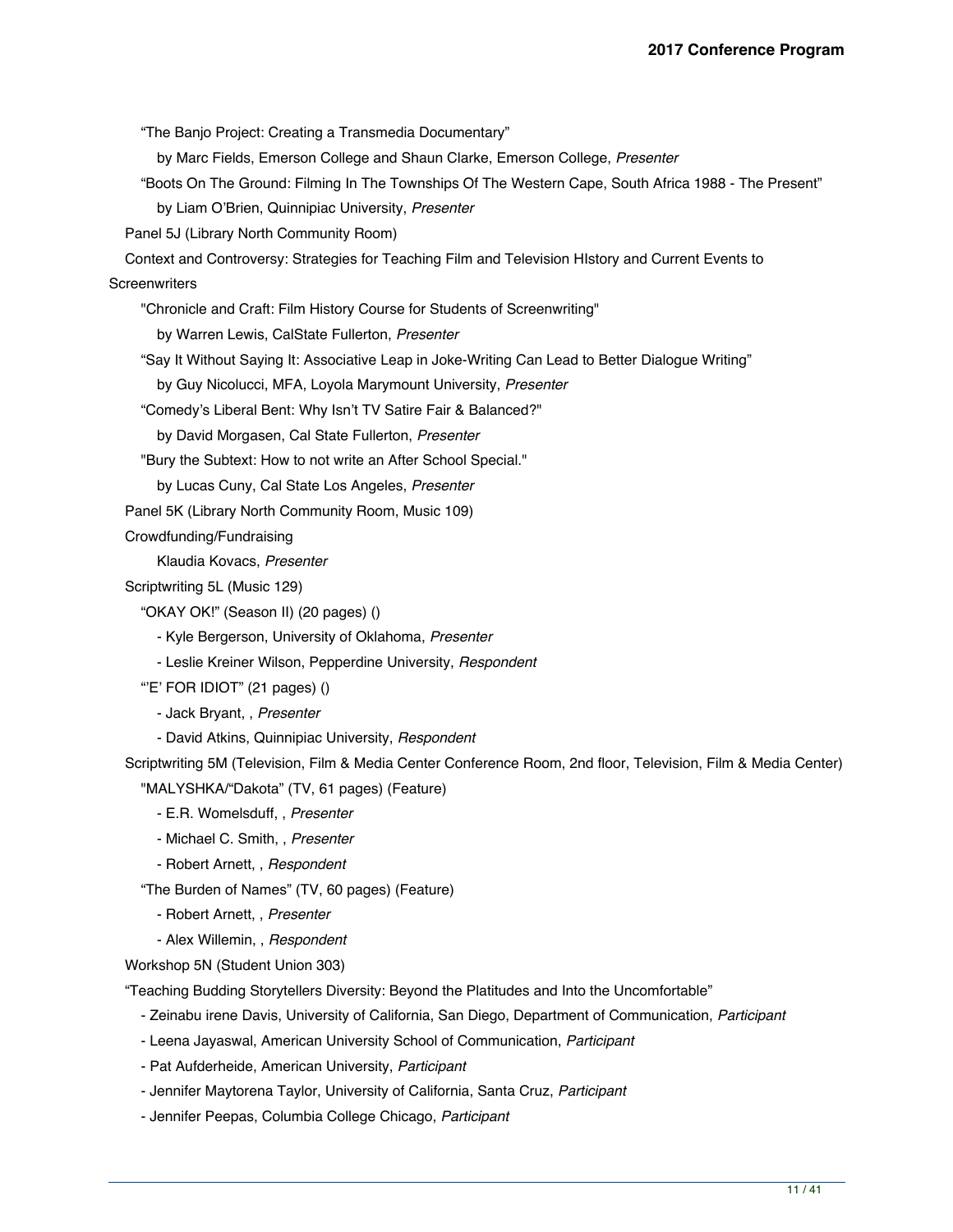"The Banjo Project: Creating a Transmedia Documentary"

by Marc Fields, Emerson College and Shaun Clarke, Emerson College, *Presenter*

"Boots On The Ground: Filming In The Townships Of The Western Cape, South Africa 1988 - The Present"

by Liam O'Brien, Quinnipiac University, *Presenter*

Panel 5J (Library North Community Room)

Context and Controversy: Strategies for Teaching Film and Television HIstory and Current Events to Screenwriters

"Chronicle and Craft: Film History Course for Students of Screenwriting"

by Warren Lewis, CalState Fullerton, *Presenter*

"Say It Without Saying It: Associative Leap in Joke-Writing Can Lead to Better Dialogue Writing"

by Guy Nicolucci, MFA, Loyola Marymount University, *Presenter*

"Comedy's Liberal Bent: Why Isn't TV Satire Fair & Balanced?"

by David Morgasen, Cal State Fullerton, *Presenter*

"Bury the Subtext: How to not write an After School Special."

by Lucas Cuny, Cal State Los Angeles, *Presenter*

Panel 5K (Library North Community Room, Music 109)

Crowdfunding/Fundraising

Klaudia Kovacs, *Presenter*

Scriptwriting 5L (Music 129)

"OKAY OK!" (Season II) (20 pages) ()

- Kyle Bergerson, University of Oklahoma, *Presenter*
- Leslie Kreiner Wilson, Pepperdine University, *Respondent*

"'E' FOR IDIOT" (21 pages) ()

- Jack Bryant, , *Presenter*
- David Atkins, Quinnipiac University, *Respondent*

Scriptwriting 5M (Television, Film & Media Center Conference Room, 2nd floor, Television, Film & Media Center)

"MALYSHKA/"Dakota" (TV, 61 pages) (Feature)

- E.R. Womelsduff, , *Presenter*
- Michael C. Smith, , *Presenter*
- Robert Arnett, , *Respondent*

"The Burden of Names" (TV, 60 pages) (Feature)

- Robert Arnett, , *Presenter*
- Alex Willemin, , *Respondent*

Workshop 5N (Student Union 303)

"Teaching Budding Storytellers Diversity: Beyond the Platitudes and Into the Uncomfortable"

- Zeinabu irene Davis, University of California, San Diego, Department of Communication, *Participant*
- Leena Jayaswal, American University School of Communication, *Participant*
- Pat Aufderheide, American University, *Participant*
- Jennifer Maytorena Taylor, University of California, Santa Cruz, *Participant*
- Jennifer Peepas, Columbia College Chicago, *Participant*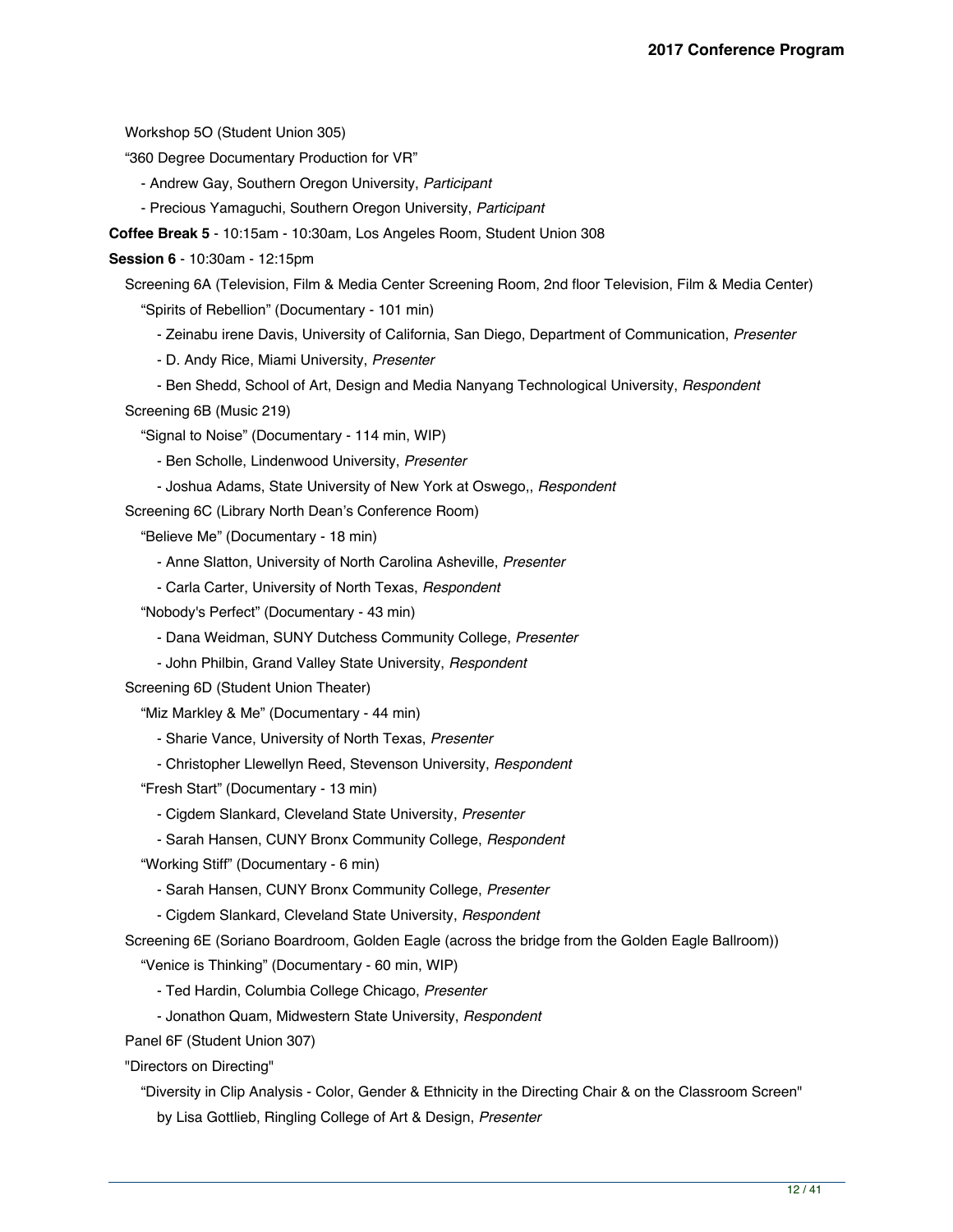Workshop 5O (Student Union 305)

"360 Degree Documentary Production for VR"

- Andrew Gay, Southern Oregon University, *Participant*
- Precious Yamaguchi, Southern Oregon University, *Participant*

**Coffee Break 5** - 10:15am - 10:30am, Los Angeles Room, Student Union 308

**Session 6** - 10:30am - 12:15pm

Screening 6A (Television, Film & Media Center Screening Room, 2nd floor Television, Film & Media Center)

"Spirits of Rebellion" (Documentary - 101 min)

- Zeinabu irene Davis, University of California, San Diego, Department of Communication, *Presenter*
- D. Andy Rice, Miami University, *Presenter*
- Ben Shedd, School of Art, Design and Media Nanyang Technological University, *Respondent*

Screening 6B (Music 219)

"Signal to Noise" (Documentary - 114 min, WIP)

- Ben Scholle, Lindenwood University, *Presenter*
- Joshua Adams, State University of New York at Oswego,, *Respondent*

Screening 6C (Library North Dean's Conference Room)

"Believe Me" (Documentary - 18 min)

- Anne Slatton, University of North Carolina Asheville, *Presenter*
- Carla Carter, University of North Texas, *Respondent*

"Nobody's Perfect" (Documentary - 43 min)

- Dana Weidman, SUNY Dutchess Community College, *Presenter*
- John Philbin, Grand Valley State University, *Respondent*

Screening 6D (Student Union Theater)

"Miz Markley & Me" (Documentary - 44 min)

- Sharie Vance, University of North Texas, *Presenter*
- Christopher Llewellyn Reed, Stevenson University, *Respondent*

"Fresh Start" (Documentary - 13 min)

- Cigdem Slankard, Cleveland State University, *Presenter*
- Sarah Hansen, CUNY Bronx Community College, *Respondent*

"Working Stiff" (Documentary - 6 min)

- Sarah Hansen, CUNY Bronx Community College, *Presenter*
- Cigdem Slankard, Cleveland State University, *Respondent*

Screening 6E (Soriano Boardroom, Golden Eagle (across the bridge from the Golden Eagle Ballroom))

"Venice is Thinking" (Documentary - 60 min, WIP)

- Ted Hardin, Columbia College Chicago, *Presenter*
- Jonathon Quam, Midwestern State University, *Respondent*

Panel 6F (Student Union 307)

"Directors on Directing"

"Diversity in Clip Analysis - Color, Gender & Ethnicity in the Directing Chair & on the Classroom Screen"
by Lisa Gottlieb, Ringling College of Art & Design, *Presenter*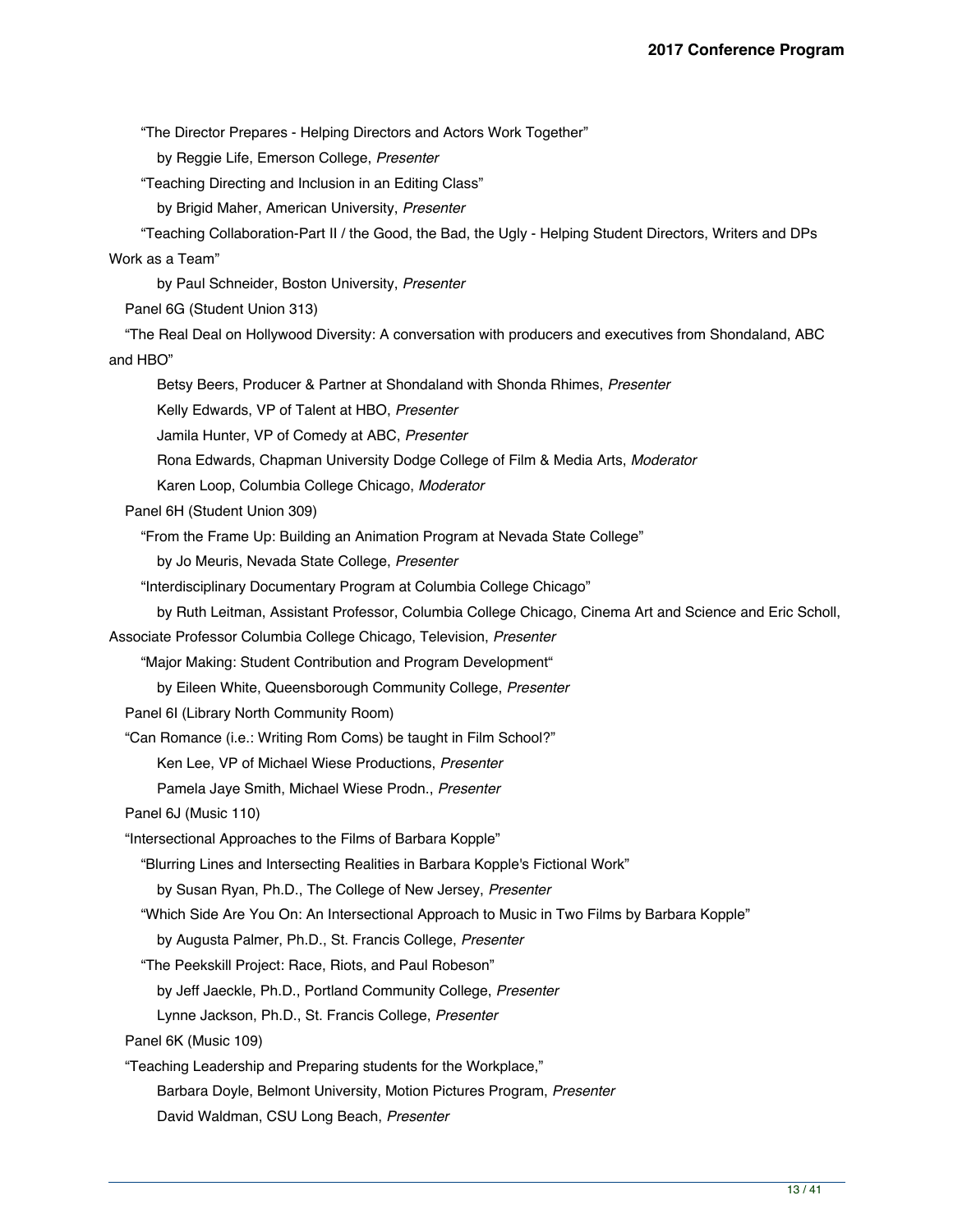"The Director Prepares - Helping Directors and Actors Work Together"

by Reggie Life, Emerson College, *Presenter*

"Teaching Directing and Inclusion in an Editing Class"

by Brigid Maher, American University, *Presenter*

"Teaching Collaboration-Part II / the Good, the Bad, the Ugly - Helping Student Directors, Writers and DPs Work as a Team"

by Paul Schneider, Boston University, *Presenter*

Panel 6G (Student Union 313)

"The Real Deal on Hollywood Diversity: A conversation with producers and executives from Shondaland, ABC and HBO"

Betsy Beers, Producer & Partner at Shondaland with Shonda Rhimes, *Presenter*

Kelly Edwards, VP of Talent at HBO, *Presenter*

Jamila Hunter, VP of Comedy at ABC, *Presenter*

Rona Edwards, Chapman University Dodge College of Film & Media Arts, *Moderator*

Karen Loop, Columbia College Chicago, *Moderator*

Panel 6H (Student Union 309)

"From the Frame Up: Building an Animation Program at Nevada State College"

by Jo Meuris, Nevada State College, *Presenter*

"Interdisciplinary Documentary Program at Columbia College Chicago"

by Ruth Leitman, Assistant Professor, Columbia College Chicago, Cinema Art and Science and Eric Scholl, Associate Professor Columbia College Chicago, Television, *Presenter*

"Major Making: Student Contribution and Program Development"

by Eileen White, Queensborough Community College, *Presenter*

Panel 6I (Library North Community Room)

"Can Romance (i.e.: Writing Rom Coms) be taught in Film School?"

Ken Lee, VP of Michael Wiese Productions, *Presenter*

Pamela Jaye Smith, Michael Wiese Prodn., *Presenter*

Panel 6J (Music 110)

"Intersectional Approaches to the Films of Barbara Kopple"

"Blurring Lines and Intersecting Realities in Barbara Kopple's Fictional Work"

by Susan Ryan, Ph.D., The College of New Jersey, *Presenter*

"Which Side Are You On: An Intersectional Approach to Music in Two Films by Barbara Kopple"

by Augusta Palmer, Ph.D., St. Francis College, *Presenter*

"The Peekskill Project: Race, Riots, and Paul Robeson"

by Jeff Jaeckle, Ph.D., Portland Community College, *Presenter*

Lynne Jackson, Ph.D., St. Francis College, *Presenter*

Panel 6K (Music 109)

"Teaching Leadership and Preparing students for the Workplace,"

Barbara Doyle, Belmont University, Motion Pictures Program, *Presenter*

David Waldman, CSU Long Beach, *Presenter*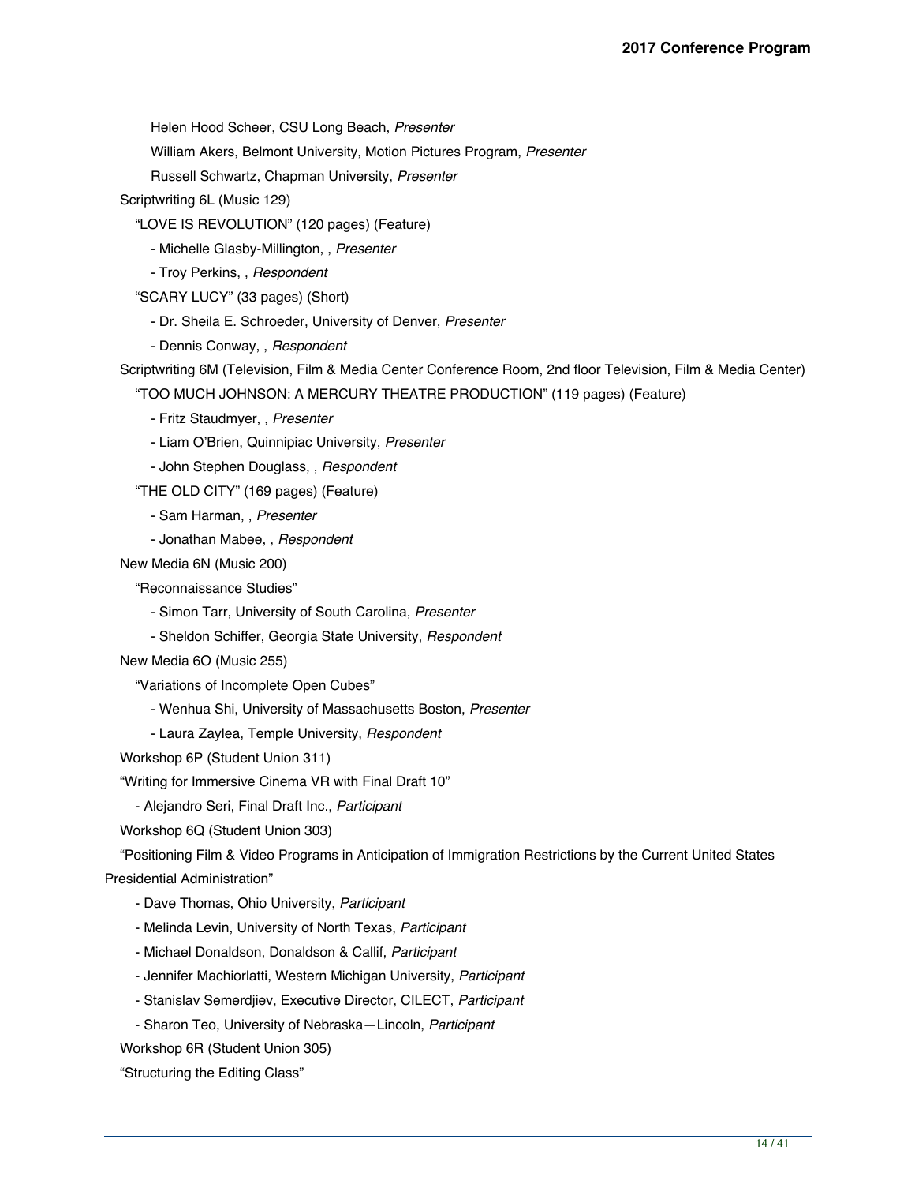Helen Hood Scheer, CSU Long Beach, *Presenter*

William Akers, Belmont University, Motion Pictures Program, *Presenter*

Russell Schwartz, Chapman University, *Presenter*

Scriptwriting 6L (Music 129)

“LOVE IS REVOLUTION” (120 pages) (Feature)

- Michelle Glasby-Millington, , *Presenter*
- Troy Perkins, , *Respondent*

“SCARY LUCY” (33 pages) (Short)

- Dr. Sheila E. Schroeder, University of Denver, *Presenter*
- Dennis Conway, , *Respondent*

Scriptwriting 6M (Television, Film & Media Center Conference Room, 2nd floor Television, Film & Media Center)

“TOO MUCH JOHNSON: A MERCURY THEATRE PRODUCTION” (119 pages) (Feature)

- Fritz Staudmyer, , *Presenter*
- Liam O’Brien, Quinnipiac University, *Presenter*
- John Stephen Douglass, , *Respondent*

“THE OLD CITY” (169 pages) (Feature)

- Sam Harman, , *Presenter*
- Jonathan Mabee, , *Respondent*

New Media 6N (Music 200)

“Reconnaissance Studies”

- Simon Tarr, University of South Carolina, *Presenter*
- Sheldon Schiffer, Georgia State University, *Respondent*

New Media 6O (Music 255)

“Variations of Incomplete Open Cubes”

- Wenhua Shi, University of Massachusetts Boston, *Presenter*
- Laura Zaylea, Temple University, *Respondent*

Workshop 6P (Student Union 311)

“Writing for Immersive Cinema VR with Final Draft 10”

- Alejandro Seri, Final Draft Inc., *Participant*

Workshop 6Q (Student Union 303)

“Positioning Film & Video Programs in Anticipation of Immigration Restrictions by the Current United States Presidential Administration”

- Dave Thomas, Ohio University, *Participant*
- Melinda Levin, University of North Texas, *Participant*
- Michael Donaldson, Donaldson & Callif, *Participant*
- Jennifer Machiorlatti, Western Michigan University, *Participant*
- Stanislav Semerdjiev, Executive Director, CILECT, *Participant*
- Sharon Teo, University of Nebraska—Lincoln, *Participant*

Workshop 6R (Student Union 305)

“Structuring the Editing Class”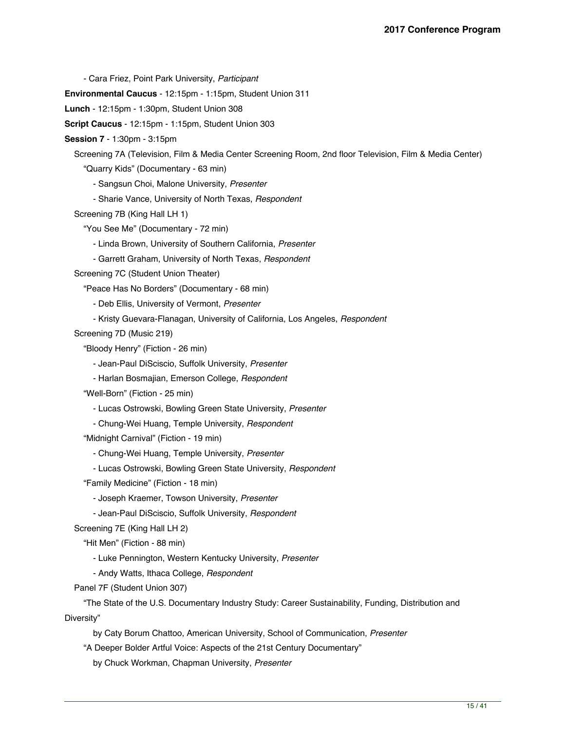- Cara Friez, Point Park University, *Participant*

**Environmental Caucus** - 12:15pm - 1:15pm, Student Union 311

**Lunch** - 12:15pm - 1:30pm, Student Union 308

**Script Caucus** - 12:15pm - 1:15pm, Student Union 303

**Session 7** - 1:30pm - 3:15pm

Screening 7A (Television, Film & Media Center Screening Room, 2nd floor Television, Film & Media Center)

"Quarry Kids" (Documentary - 63 min)

- Sangsun Choi, Malone University, *Presenter*
- Sharie Vance, University of North Texas, *Respondent*

Screening 7B (King Hall LH 1)

"You See Me" (Documentary - 72 min)

- Linda Brown, University of Southern California, *Presenter*
- Garrett Graham, University of North Texas, *Respondent*

Screening 7C (Student Union Theater)

"Peace Has No Borders" (Documentary - 68 min)

- Deb Ellis, University of Vermont, *Presenter*
- Kristy Guevara-Flanagan, University of California, Los Angeles, *Respondent*

Screening 7D (Music 219)

"Bloody Henry" (Fiction - 26 min)

- Jean-Paul DiSciscio, Suffolk University, *Presenter*
- Harlan Bosmajian, Emerson College, *Respondent*

"Well-Born" (Fiction - 25 min)

- Lucas Ostrowski, Bowling Green State University, *Presenter*
- Chung-Wei Huang, Temple University, *Respondent*

"Midnight Carnival" (Fiction - 19 min)

- Chung-Wei Huang, Temple University, *Presenter*
- Lucas Ostrowski, Bowling Green State University, *Respondent*

"Family Medicine" (Fiction - 18 min)

- Joseph Kraemer, Towson University, *Presenter*
- Jean-Paul DiSciscio, Suffolk University, *Respondent*

Screening 7E (King Hall LH 2)

"Hit Men" (Fiction - 88 min)

- Luke Pennington, Western Kentucky University, *Presenter*
- Andy Watts, Ithaca College, *Respondent*

Panel 7F (Student Union 307)

"The State of the U.S. Documentary Industry Study: Career Sustainability, Funding, Distribution and Diversity"

by Caty Borum Chattoo, American University, School of Communication, *Presenter*

"A Deeper Bolder Artful Voice: Aspects of the 21st Century Documentary"

by Chuck Workman, Chapman University, *Presenter*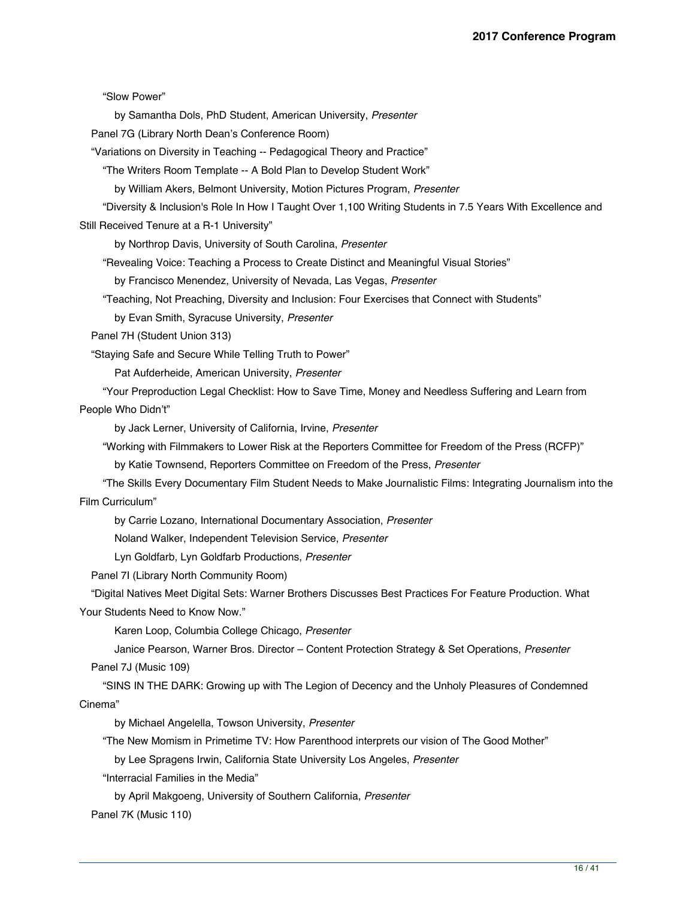“Slow Power”

by Samantha Dols, PhD Student, American University, *Presenter*

Panel 7G (Library North Dean’s Conference Room)

“Variations on Diversity in Teaching -- Pedagogical Theory and Practice”

“The Writers Room Template -- A Bold Plan to Develop Student Work”

by William Akers, Belmont University, Motion Pictures Program, *Presenter*

“Diversity & Inclusion's Role In How I Taught Over 1,100 Writing Students in 7.5 Years With Excellence and Still Received Tenure at a R-1 University”

by Northrop Davis, University of South Carolina, *Presenter*

“Revealing Voice: Teaching a Process to Create Distinct and Meaningful Visual Stories”

by Francisco Menendez, University of Nevada, Las Vegas, *Presenter*

“Teaching, Not Preaching, Diversity and Inclusion: Four Exercises that Connect with Students”

by Evan Smith, Syracuse University, *Presenter*

Panel 7H (Student Union 313)

“Staying Safe and Secure While Telling Truth to Power”

Pat Aufderheide, American University, *Presenter*

“Your Preproduction Legal Checklist: How to Save Time, Money and Needless Suffering and Learn from People Who Didn’t”

by Jack Lerner, University of California, Irvine, *Presenter*

“Working with Filmmakers to Lower Risk at the Reporters Committee for Freedom of the Press (RCFP)”

by Katie Townsend, Reporters Committee on Freedom of the Press, *Presenter*

“The Skills Every Documentary Film Student Needs to Make Journalistic Films: Integrating Journalism into the Film Curriculum”

by Carrie Lozano, International Documentary Association, *Presenter*

Noland Walker, Independent Television Service, *Presenter*

Lyn Goldfarb, Lyn Goldfarb Productions, *Presenter*

Panel 7I (Library North Community Room)

“Digital Natives Meet Digital Sets: Warner Brothers Discusses Best Practices For Feature Production. What Your Students Need to Know Now.”

Karen Loop, Columbia College Chicago, *Presenter*

Janice Pearson, Warner Bros. Director – Content Protection Strategy & Set Operations, *Presenter*

Panel 7J (Music 109)

“SINS IN THE DARK: Growing up with The Legion of Decency and the Unholy Pleasures of Condemned Cinema”

by Michael Angelella, Towson University, *Presenter*

“The New Momism in Primetime TV: How Parenthood interprets our vision of The Good Mother”

by Lee Spragens Irwin, California State University Los Angeles, *Presenter*

“Interracial Families in the Media”

by April Makgoeng, University of Southern California, *Presenter*

Panel 7K (Music 110)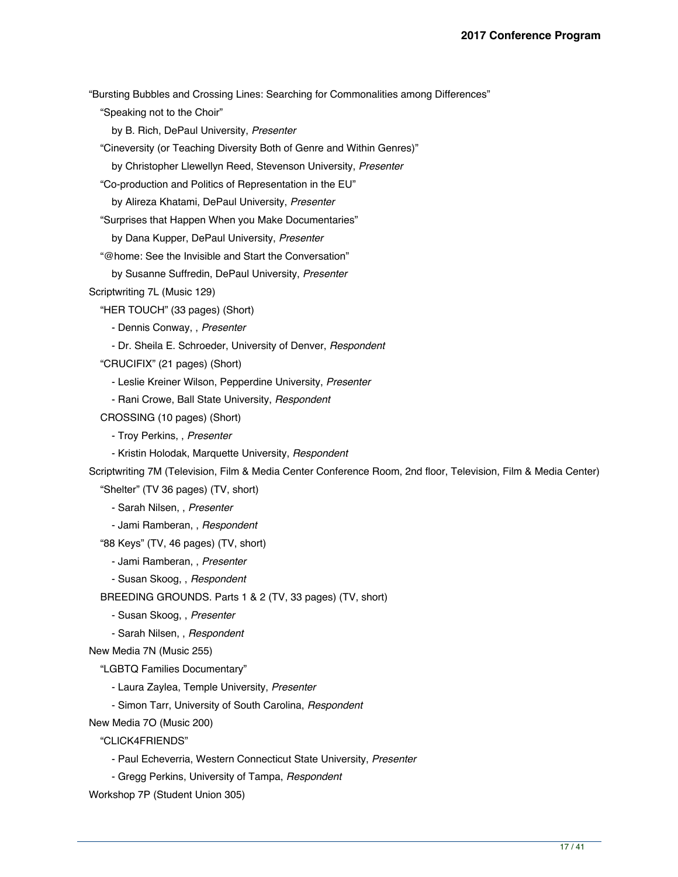"Bursting Bubbles and Crossing Lines: Searching for Commonalities among Differences"

"Speaking not to the Choir"

by B. Rich, DePaul University, *Presenter*

"Cineversity (or Teaching Diversity Both of Genre and Within Genres)"

by Christopher Llewellyn Reed, Stevenson University, *Presenter*

"Co-production and Politics of Representation in the EU"

by Alireza Khatami, DePaul University, *Presenter*

"Surprises that Happen When you Make Documentaries"

by Dana Kupper, DePaul University, *Presenter*

"@home: See the Invisible and Start the Conversation"

by Susanne Suffredin, DePaul University, *Presenter*

Scriptwriting 7L (Music 129)

"HER TOUCH" (33 pages) (Short)

- Dennis Conway, , *Presenter*
- Dr. Sheila E. Schroeder, University of Denver, *Respondent*

"CRUCIFIX" (21 pages) (Short)

- Leslie Kreiner Wilson, Pepperdine University, *Presenter*
- Rani Crowe, Ball State University, *Respondent*

CROSSING (10 pages) (Short)

- Troy Perkins, , *Presenter*
- Kristin Holodak, Marquette University, *Respondent*

Scriptwriting 7M (Television, Film & Media Center Conference Room, 2nd floor, Television, Film & Media Center)

"Shelter" (TV 36 pages) (TV, short)

- Sarah Nilsen, , *Presenter*
- Jami Ramberan, , *Respondent*

"88 Keys" (TV, 46 pages) (TV, short)

- Jami Ramberan, , *Presenter*
- Susan Skoog, , *Respondent*

BREEDING GROUNDS. Parts 1 & 2 (TV, 33 pages) (TV, short)

- Susan Skoog, , *Presenter*
- Sarah Nilsen, , *Respondent*

New Media 7N (Music 255)

"LGBTQ Families Documentary"

- Laura Zaylea, Temple University, *Presenter*
- Simon Tarr, University of South Carolina, *Respondent*

New Media 7O (Music 200)

"CLICK4FRIENDS"

- Paul Echeverria, Western Connecticut State University, *Presenter*
- Gregg Perkins, University of Tampa, *Respondent*

Workshop 7P (Student Union 305)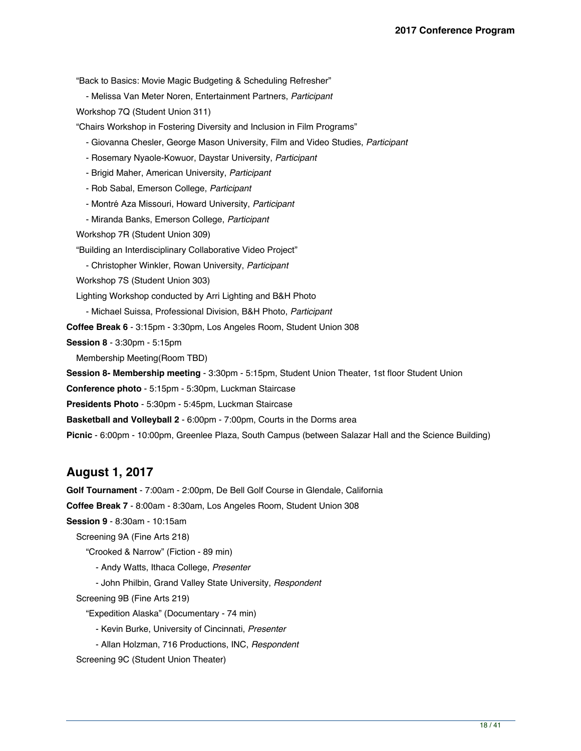"Back to Basics: Movie Magic Budgeting & Scheduling Refresher"

- Melissa Van Meter Noren, Entertainment Partners, *Participant*

Workshop 7Q (Student Union 311)

"Chairs Workshop in Fostering Diversity and Inclusion in Film Programs"

- Giovanna Chesler, George Mason University, Film and Video Studies, *Participant*
- Rosemary Nyaole-Kowuor, Daystar University, *Participant*
- Brigid Maher, American University, *Participant*
- Rob Sabal, Emerson College, *Participant*
- Montré Aza Missouri, Howard University, *Participant*
- Miranda Banks, Emerson College, *Participant*

Workshop 7R (Student Union 309)

"Building an Interdisciplinary Collaborative Video Project"

- Christopher Winkler, Rowan University, *Participant*

Workshop 7S (Student Union 303)

Lighting Workshop conducted by Arri Lighting and B&H Photo

- Michael Suissa, Professional Division, B&H Photo, *Participant*

**Coffee Break 6** - 3:15pm - 3:30pm, Los Angeles Room, Student Union 308

**Session 8** - 3:30pm - 5:15pm

Membership Meeting(Room TBD)

**Session 8- Membership meeting** - 3:30pm - 5:15pm, Student Union Theater, 1st floor Student Union

**Conference photo** - 5:15pm - 5:30pm, Luckman Staircase

**Presidents Photo** - 5:30pm - 5:45pm, Luckman Staircase

**Basketball and Volleyball 2** - 6:00pm - 7:00pm, Courts in the Dorms area

**Picnic** - 6:00pm - 10:00pm, Greenlee Plaza, South Campus (between Salazar Hall and the Science Building)

## August 1, 2017

**Golf Tournament** - 7:00am - 2:00pm, De Bell Golf Course in Glendale, California

**Coffee Break 7** - 8:00am - 8:30am, Los Angeles Room, Student Union 308

**Session 9** - 8:30am - 10:15am

Screening 9A (Fine Arts 218)

"Crooked & Narrow" (Fiction - 89 min)

- Andy Watts, Ithaca College, *Presenter*
- John Philbin, Grand Valley State University, *Respondent*

Screening 9B (Fine Arts 219)

"Expedition Alaska" (Documentary - 74 min)

- Kevin Burke, University of Cincinnati, *Presenter*
- Allan Holzman, 716 Productions, INC, *Respondent*

Screening 9C (Student Union Theater)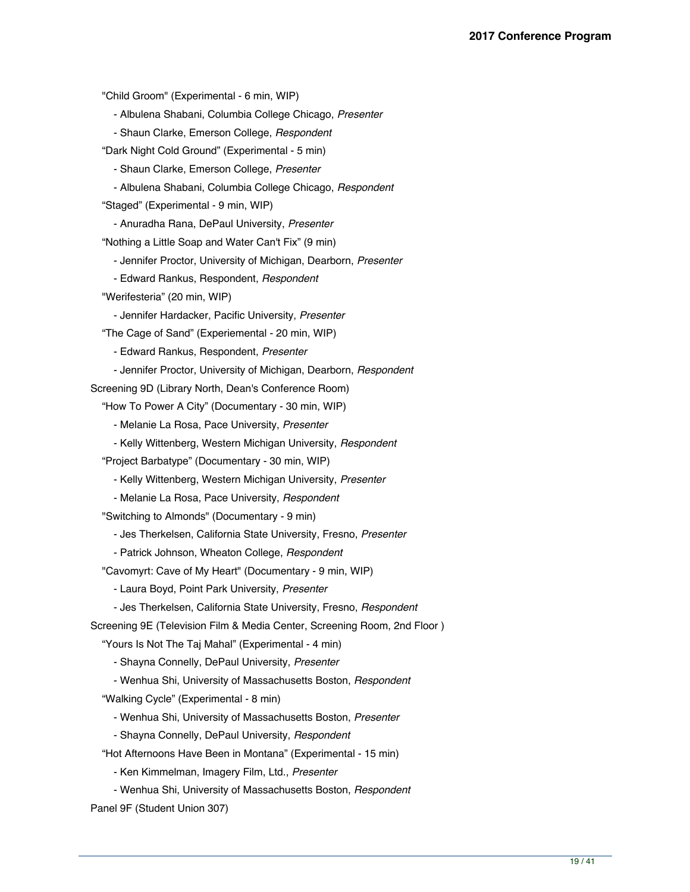"Child Groom" (Experimental - 6 min, WIP)

- Albulena Shabani, Columbia College Chicago, *Presenter*
- Shaun Clarke, Emerson College, *Respondent*

"Dark Night Cold Ground" (Experimental - 5 min)

- Shaun Clarke, Emerson College, *Presenter*
- Albulena Shabani, Columbia College Chicago, *Respondent*

"Staged" (Experimental - 9 min, WIP)

- Anuradha Rana, DePaul University, *Presenter*

"Nothing a Little Soap and Water Can't Fix" (9 min)

- Jennifer Proctor, University of Michigan, Dearborn, *Presenter*
- Edward Rankus, Respondent, *Respondent*

"Werifesteria" (20 min, WIP)

- Jennifer Hardacker, Pacific University, *Presenter*

"The Cage of Sand" (Experiemental - 20 min, WIP)

- Edward Rankus, Respondent, *Presenter*
- Jennifer Proctor, University of Michigan, Dearborn, *Respondent*

Screening 9D (Library North, Dean's Conference Room)

"How To Power A City" (Documentary - 30 min, WIP)

- Melanie La Rosa, Pace University, *Presenter*
- Kelly Wittenberg, Western Michigan University, *Respondent*

"Project Barbatype" (Documentary - 30 min, WIP)

- Kelly Wittenberg, Western Michigan University, *Presenter*
- Melanie La Rosa, Pace University, *Respondent*

"Switching to Almonds" (Documentary - 9 min)

- Jes Therkelsen, California State University, Fresno, *Presenter*
- Patrick Johnson, Wheaton College, *Respondent*

"Cavomyrt: Cave of My Heart" (Documentary - 9 min, WIP)

- Laura Boyd, Point Park University, *Presenter*
- Jes Therkelsen, California State University, Fresno, *Respondent*

Screening 9E (Television Film & Media Center, Screening Room, 2nd Floor )

"Yours Is Not The Taj Mahal" (Experimental - 4 min)

- Shayna Connelly, DePaul University, *Presenter*
- Wenhua Shi, University of Massachusetts Boston, *Respondent*

"Walking Cycle" (Experimental - 8 min)

- Wenhua Shi, University of Massachusetts Boston, *Presenter*
- Shayna Connelly, DePaul University, *Respondent*

"Hot Afternoons Have Been in Montana" (Experimental - 15 min)

- Ken Kimmelman, Imagery Film, Ltd., *Presenter*
- Wenhua Shi, University of Massachusetts Boston, *Respondent*

Panel 9F (Student Union 307)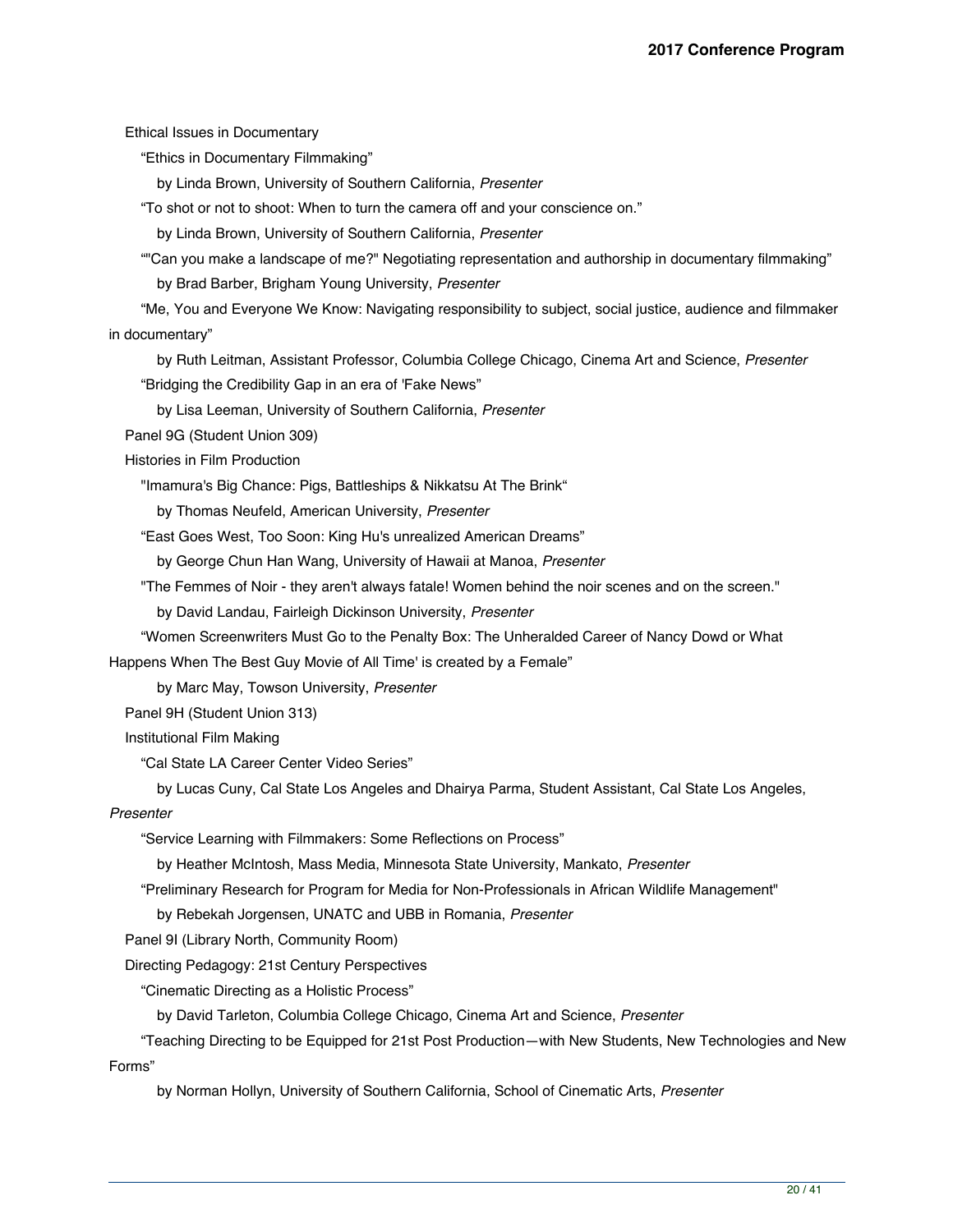Ethical Issues in Documentary

“Ethics in Documentary Filmmaking”

by Linda Brown, University of Southern California, *Presenter*

“To shot or not to shoot: When to turn the camera off and your conscience on.”

by Linda Brown, University of Southern California, *Presenter*

“"Can you make a landscape of me?" Negotiating representation and authorship in documentary filmmaking”

by Brad Barber, Brigham Young University, *Presenter*

“Me, You and Everyone We Know: Navigating responsibility to subject, social justice, audience and filmmaker in documentary”

by Ruth Leitman, Assistant Professor, Columbia College Chicago, Cinema Art and Science, *Presenter*

“Bridging the Credibility Gap in an era of 'Fake News”

by Lisa Leeman, University of Southern California, *Presenter*

Panel 9G (Student Union 309)

Histories in Film Production

"Imamura's Big Chance: Pigs, Battleships & Nikkatsu At The Brink“

by Thomas Neufeld, American University, *Presenter*

“East Goes West, Too Soon: King Hu's unrealized American Dreams”

by George Chun Han Wang, University of Hawaii at Manoa, *Presenter*

"The Femmes of Noir - they aren't always fatale! Women behind the noir scenes and on the screen."

by David Landau, Fairleigh Dickinson University, *Presenter*

“Women Screenwriters Must Go to the Penalty Box: The Unheralded Career of Nancy Dowd or What Happens When The Best Guy Movie of All Time' is created by a Female”

by Marc May, Towson University, *Presenter*

Panel 9H (Student Union 313)

Institutional Film Making

“Cal State LA Career Center Video Series”

by Lucas Cuny, Cal State Los Angeles and Dhairya Parma, Student Assistant, Cal State Los Angeles, *Presenter*

“Service Learning with Filmmakers: Some Reflections on Process”

by Heather McIntosh, Mass Media, Minnesota State University, Mankato, *Presenter*

“Preliminary Research for Program for Media for Non-Professionals in African Wildlife Management"

by Rebekah Jorgensen, UNATC and UBB in Romania, *Presenter*

Panel 9I (Library North, Community Room)

Directing Pedagogy: 21st Century Perspectives

“Cinematic Directing as a Holistic Process”

by David Tarleton, Columbia College Chicago, Cinema Art and Science, *Presenter*

“Teaching Directing to be Equipped for 21st Post Production—with New Students, New Technologies and New Forms”

by Norman Hollyn, University of Southern California, School of Cinematic Arts, *Presenter*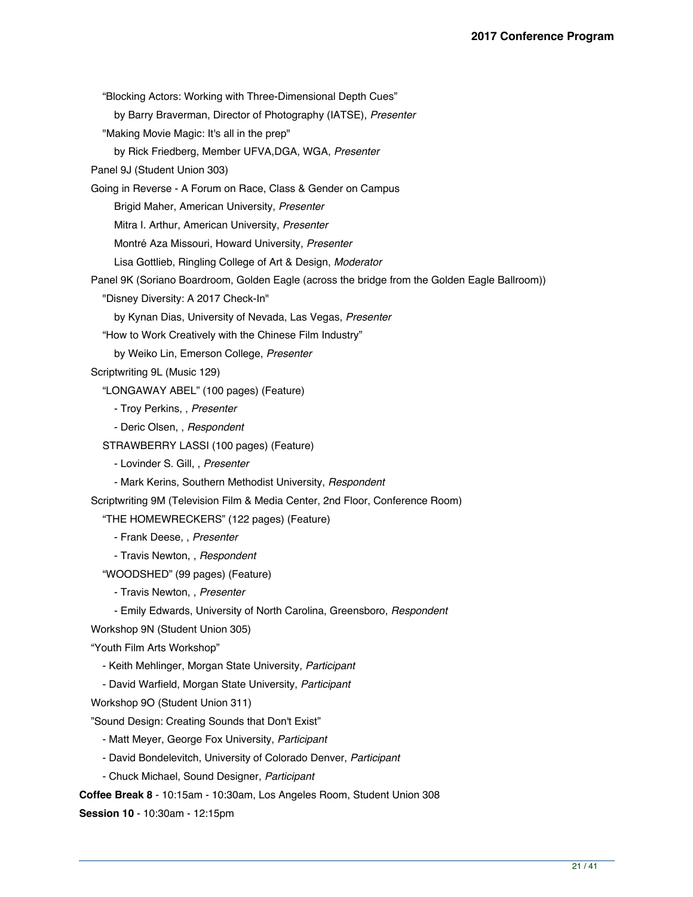"Blocking Actors: Working with Three-Dimensional Depth Cues"

by Barry Braverman, Director of Photography (IATSE), *Presenter*

"Making Movie Magic: It's all in the prep"

by Rick Friedberg, Member UFVA,DGA, WGA, *Presenter*

Panel 9J (Student Union 303)

Going in Reverse - A Forum on Race, Class & Gender on Campus

Brigid Maher, American University, *Presenter*

Mitra I. Arthur, American University, *Presenter*

Montré Aza Missouri, Howard University, *Presenter*

Lisa Gottlieb, Ringling College of Art & Design, *Moderator*

Panel 9K (Soriano Boardroom, Golden Eagle (across the bridge from the Golden Eagle Ballroom))

"Disney Diversity: A 2017 Check-In"

by Kynan Dias, University of Nevada, Las Vegas, *Presenter*

"How to Work Creatively with the Chinese Film Industry"

by Weiko Lin, Emerson College, *Presenter*

Scriptwriting 9L (Music 129)

"LONGAWAY ABEL" (100 pages) (Feature)

- Troy Perkins, , *Presenter*
- Deric Olsen, , *Respondent*

STRAWBERRY LASSI (100 pages) (Feature)

- Lovinder S. Gill, , *Presenter*
- Mark Kerins, Southern Methodist University, *Respondent*

Scriptwriting 9M (Television Film & Media Center, 2nd Floor, Conference Room)

"THE HOMEWRECKERS" (122 pages) (Feature)

- Frank Deese, , *Presenter*
- Travis Newton, , *Respondent*

"WOODSHED" (99 pages) (Feature)

- Travis Newton, , *Presenter*
- Emily Edwards, University of North Carolina, Greensboro, *Respondent*

Workshop 9N (Student Union 305)

"Youth Film Arts Workshop"

- Keith Mehlinger, Morgan State University, *Participant*
- David Warfield, Morgan State University, *Participant*

Workshop 9O (Student Union 311)

"Sound Design: Creating Sounds that Don't Exist"

- Matt Meyer, George Fox University, *Participant*
- David Bondelevitch, University of Colorado Denver, *Participant*
- Chuck Michael, Sound Designer, *Participant*

**Coffee Break 8** - 10:15am - 10:30am, Los Angeles Room, Student Union 308

**Session 10** - 10:30am - 12:15pm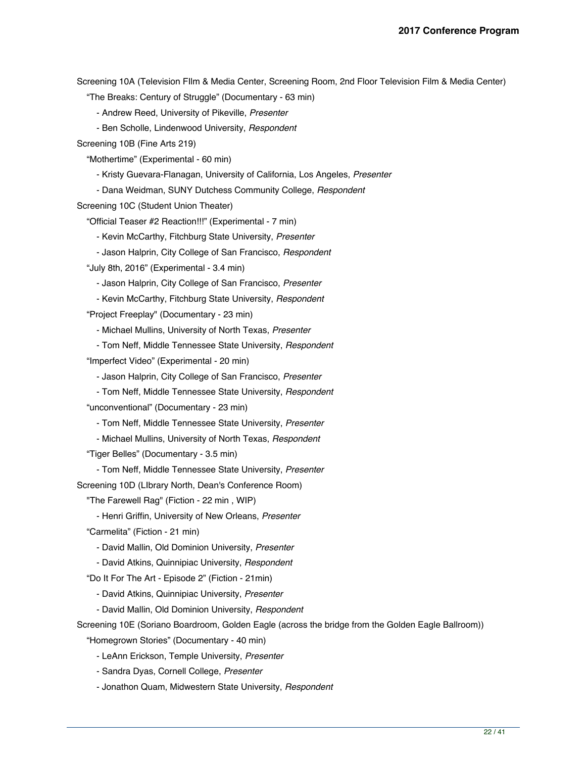Screening 10A (Television FIlm & Media Center, Screening Room, 2nd Floor Television Film & Media Center)

- "The Breaks: Century of Struggle" (Documentary - 63 min)
  - Andrew Reed, University of Pikeville, *Presenter*
  - Ben Scholle, Lindenwood University, *Respondent*

Screening 10B (Fine Arts 219)

- "Mothertime" (Experimental - 60 min)
  - Kristy Guevara-Flanagan, University of California, Los Angeles, *Presenter*
  - Dana Weidman, SUNY Dutchess Community College, *Respondent*

Screening 10C (Student Union Theater)

- "Official Teaser #2 Reaction!!!" (Experimental - 7 min)
  - Kevin McCarthy, Fitchburg State University, *Presenter*
  - Jason Halprin, City College of San Francisco, *Respondent*
- "July 8th, 2016" (Experimental - 3.4 min)
  - Jason Halprin, City College of San Francisco, *Presenter*
  - Kevin McCarthy, Fitchburg State University, *Respondent*
- "Project Freeplay" (Documentary - 23 min)
  - Michael Mullins, University of North Texas, *Presenter*
  - Tom Neff, Middle Tennessee State University, *Respondent*
- "Imperfect Video" (Experimental - 20 min)
  - Jason Halprin, City College of San Francisco, *Presenter*
  - Tom Neff, Middle Tennessee State University, *Respondent*
- "unconventional" (Documentary - 23 min)
  - Tom Neff, Middle Tennessee State University, *Presenter*
  - Michael Mullins, University of North Texas, *Respondent*
- "Tiger Belles" (Documentary - 3.5 min)
  - Tom Neff, Middle Tennessee State University, *Presenter*

Screening 10D (LIbrary North, Dean's Conference Room)

- "The Farewell Rag" (Fiction - 22 min , WIP)
  - Henri Griffin, University of New Orleans, *Presenter*
- "Carmelita" (Fiction - 21 min)
  - David Mallin, Old Dominion University, *Presenter*
  - David Atkins, Quinnipiac University, *Respondent*
- "Do It For The Art - Episode 2" (Fiction - 21min)
  - David Atkins, Quinnipiac University, *Presenter*
  - David Mallin, Old Dominion University, *Respondent*

Screening 10E (Soriano Boardroom, Golden Eagle (across the bridge from the Golden Eagle Ballroom))

- "Homegrown Stories" (Documentary - 40 min)
  - LeAnn Erickson, Temple University, *Presenter*
  - Sandra Dyas, Cornell College, *Presenter*
  - Jonathon Quam, Midwestern State University, *Respondent*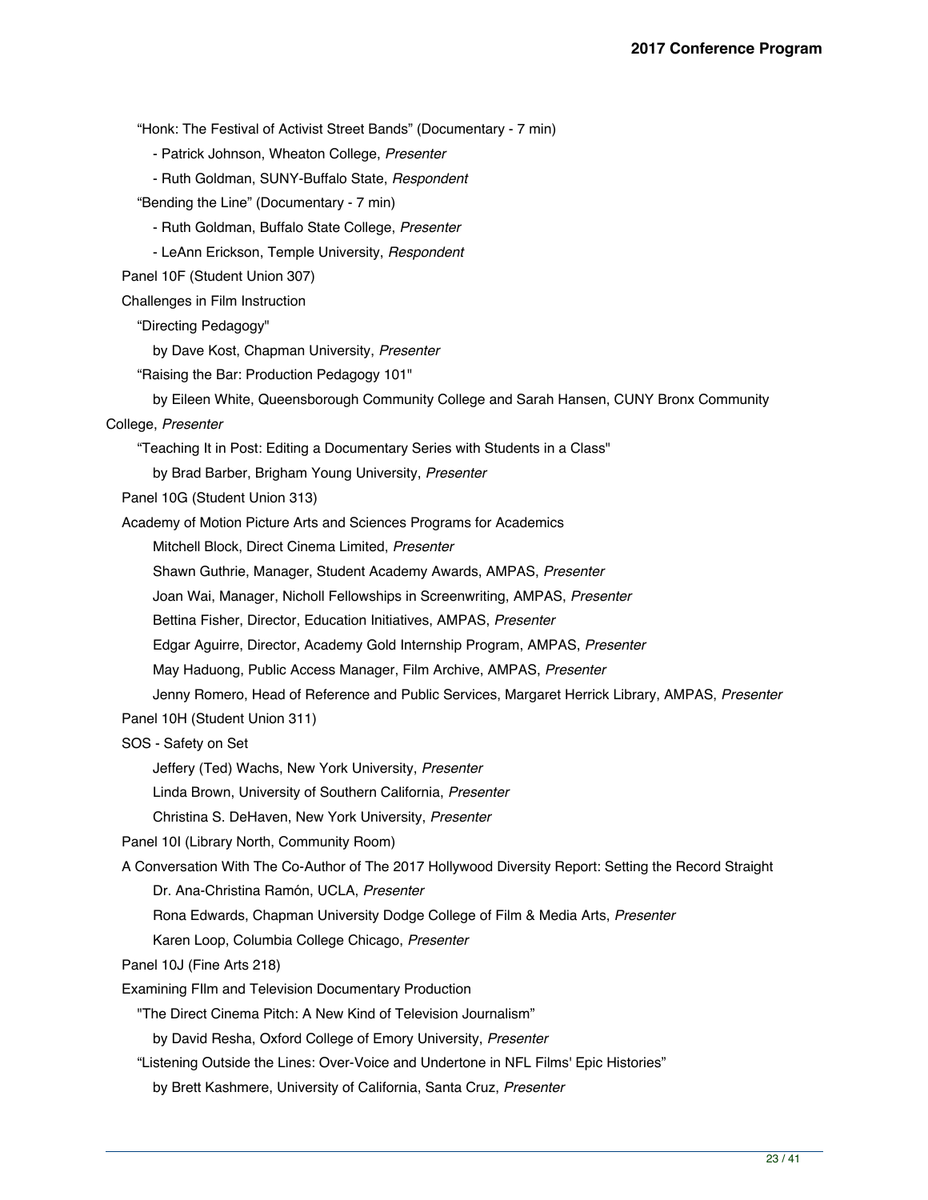"Honk: The Festival of Activist Street Bands" (Documentary - 7 min)

- Patrick Johnson, Wheaton College, *Presenter*
- Ruth Goldman, SUNY-Buffalo State, *Respondent*

"Bending the Line" (Documentary - 7 min)

- Ruth Goldman, Buffalo State College, *Presenter*
- LeAnn Erickson, Temple University, *Respondent*

Panel 10F (Student Union 307)

Challenges in Film Instruction

"Directing Pedagogy"

by Dave Kost, Chapman University, *Presenter*

"Raising the Bar: Production Pedagogy 101"

by Eileen White, Queensborough Community College and Sarah Hansen, CUNY Bronx Community College, *Presenter*

"Teaching It in Post: Editing a Documentary Series with Students in a Class"

by Brad Barber, Brigham Young University, *Presenter*

Panel 10G (Student Union 313)

Academy of Motion Picture Arts and Sciences Programs for Academics

Mitchell Block, Direct Cinema Limited, *Presenter*

Shawn Guthrie, Manager, Student Academy Awards, AMPAS, *Presenter*

Joan Wai, Manager, Nicholl Fellowships in Screenwriting, AMPAS, *Presenter*

Bettina Fisher, Director, Education Initiatives, AMPAS, *Presenter*

Edgar Aguirre, Director, Academy Gold Internship Program, AMPAS, *Presenter*

May Haduong, Public Access Manager, Film Archive, AMPAS, *Presenter*

Jenny Romero, Head of Reference and Public Services, Margaret Herrick Library, AMPAS, *Presenter*

Panel 10H (Student Union 311)

SOS - Safety on Set

Jeffery (Ted) Wachs, New York University, *Presenter*

Linda Brown, University of Southern California, *Presenter*

Christina S. DeHaven, New York University, *Presenter*

Panel 10I (Library North, Community Room)

A Conversation With The Co-Author of The 2017 Hollywood Diversity Report: Setting the Record Straight

Dr. Ana-Christina Ramón, UCLA, *Presenter*

Rona Edwards, Chapman University Dodge College of Film & Media Arts, *Presenter*

Karen Loop, Columbia College Chicago, *Presenter*

Panel 10J (Fine Arts 218)

Examining FIlm and Television Documentary Production

"The Direct Cinema Pitch: A New Kind of Television Journalism"

by David Resha, Oxford College of Emory University, *Presenter*

"Listening Outside the Lines: Over-Voice and Undertone in NFL Films' Epic Histories"

by Brett Kashmere, University of California, Santa Cruz, *Presenter*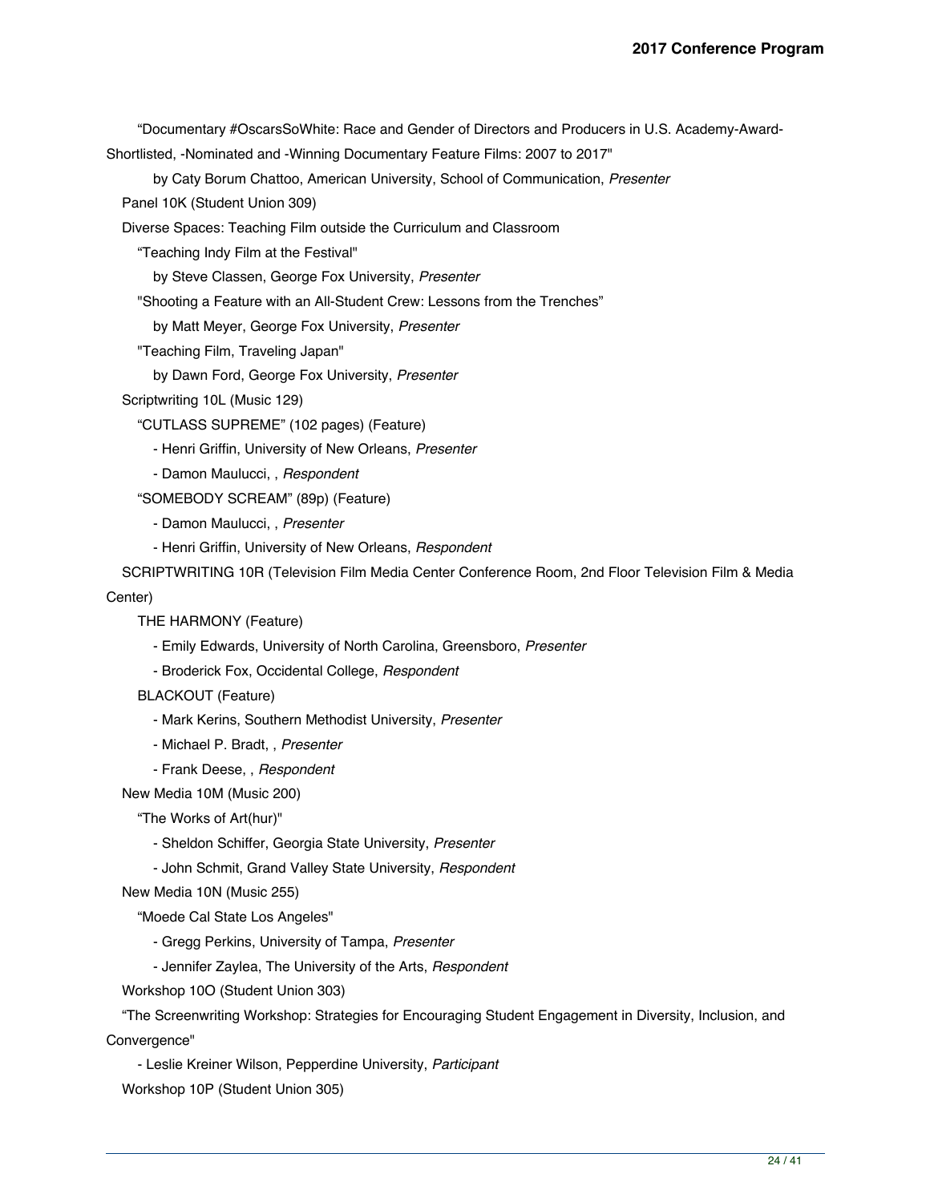"Documentary #OscarsSoWhite: Race and Gender of Directors and Producers in U.S. Academy-Award-Shortlisted, -Nominated and -Winning Documentary Feature Films: 2007 to 2017"

by Caty Borum Chattoo, American University, School of Communication, *Presenter*

Panel 10K (Student Union 309)

Diverse Spaces: Teaching Film outside the Curriculum and Classroom

"Teaching Indy Film at the Festival"

by Steve Classen, George Fox University, *Presenter*

"Shooting a Feature with an All-Student Crew: Lessons from the Trenches"

by Matt Meyer, George Fox University, *Presenter*

"Teaching Film, Traveling Japan"

by Dawn Ford, George Fox University, *Presenter*

Scriptwriting 10L (Music 129)

"CUTLASS SUPREME" (102 pages) (Feature)

- Henri Griffin, University of New Orleans, *Presenter*
- Damon Maulucci, , *Respondent*

"SOMEBODY SCREAM" (89p) (Feature)

- Damon Maulucci, , *Presenter*
- Henri Griffin, University of New Orleans, *Respondent*

SCRIPTWRITING 10R (Television Film Media Center Conference Room, 2nd Floor Television Film & Media Center)

THE HARMONY (Feature)

- Emily Edwards, University of North Carolina, Greensboro, *Presenter*
- Broderick Fox, Occidental College, *Respondent*

BLACKOUT (Feature)

- Mark Kerins, Southern Methodist University, *Presenter*
- Michael P. Bradt, , *Presenter*
- Frank Deese, , *Respondent*

New Media 10M (Music 200)

"The Works of Art(hur)"

- Sheldon Schiffer, Georgia State University, *Presenter*
- John Schmit, Grand Valley State University, *Respondent*

New Media 10N (Music 255)

"Moede Cal State Los Angeles"

- Gregg Perkins, University of Tampa, *Presenter*
- Jennifer Zaylea, The University of the Arts, *Respondent*

Workshop 10O (Student Union 303)

"The Screenwriting Workshop: Strategies for Encouraging Student Engagement in Diversity, Inclusion, and Convergence"

- Leslie Kreiner Wilson, Pepperdine University, *Participant*

Workshop 10P (Student Union 305)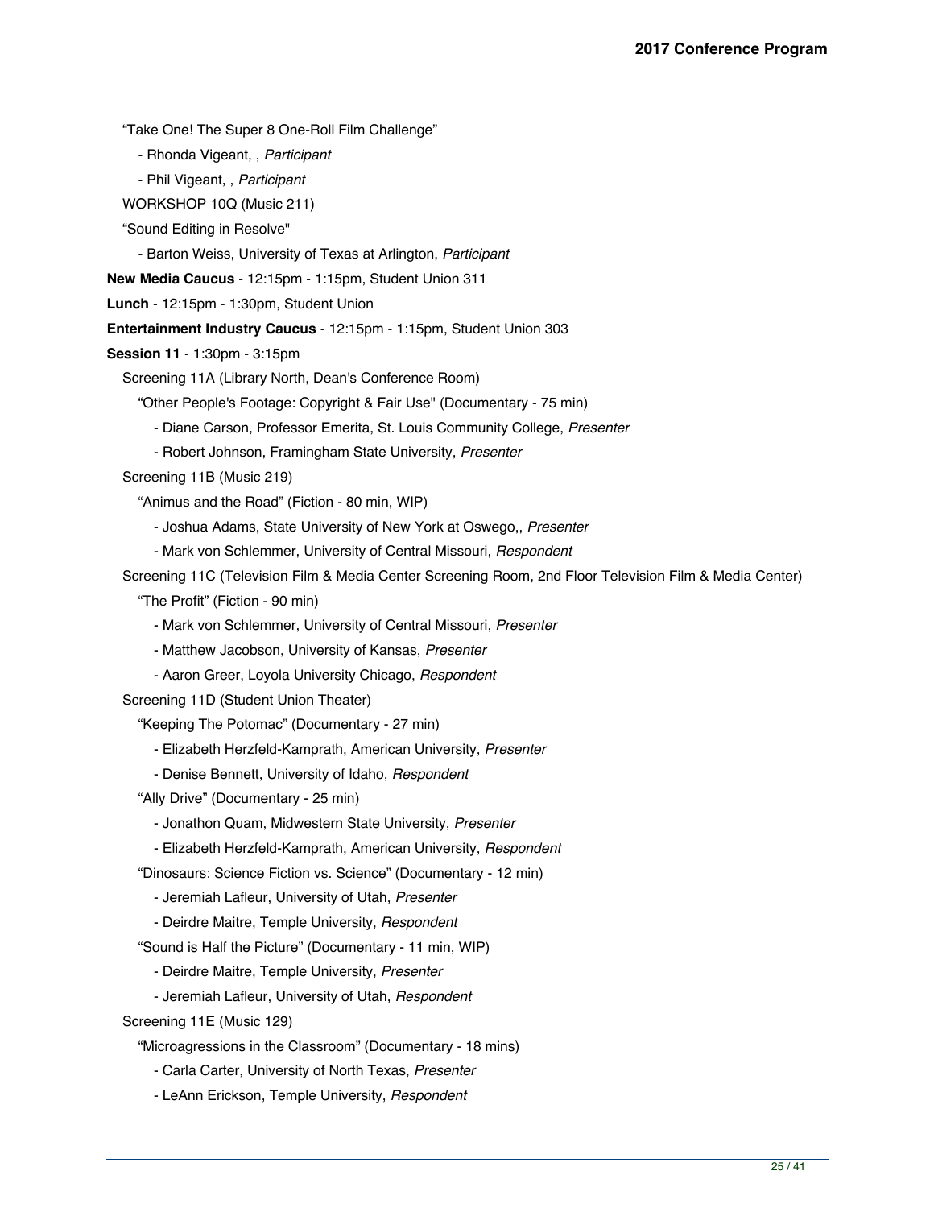"Take One! The Super 8 One-Roll Film Challenge"

- Rhonda Vigeant, , *Participant*
- Phil Vigeant, , *Participant*

WORKSHOP 10Q (Music 211)

"Sound Editing in Resolve"

- Barton Weiss, University of Texas at Arlington, *Participant*

**New Media Caucus** - 12:15pm - 1:15pm, Student Union 311

**Lunch** - 12:15pm - 1:30pm, Student Union

**Entertainment Industry Caucus** - 12:15pm - 1:15pm, Student Union 303

**Session 11** - 1:30pm - 3:15pm

Screening 11A (Library North, Dean's Conference Room)

"Other People's Footage: Copyright & Fair Use" (Documentary - 75 min)

- Diane Carson, Professor Emerita, St. Louis Community College, *Presenter*
- Robert Johnson, Framingham State University, *Presenter*

Screening 11B (Music 219)

"Animus and the Road" (Fiction - 80 min, WIP)

- Joshua Adams, State University of New York at Oswego,, *Presenter*
- Mark von Schlemmer, University of Central Missouri, *Respondent*

Screening 11C (Television Film & Media Center Screening Room, 2nd Floor Television Film & Media Center)

"The Profit" (Fiction - 90 min)

- Mark von Schlemmer, University of Central Missouri, *Presenter*
- Matthew Jacobson, University of Kansas, *Presenter*
- Aaron Greer, Loyola University Chicago, *Respondent*

Screening 11D (Student Union Theater)

"Keeping The Potomac" (Documentary - 27 min)

- Elizabeth Herzfeld-Kamprath, American University, *Presenter*
- Denise Bennett, University of Idaho, *Respondent*

"Ally Drive" (Documentary - 25 min)

- Jonathon Quam, Midwestern State University, *Presenter*
- Elizabeth Herzfeld-Kamprath, American University, *Respondent*

"Dinosaurs: Science Fiction vs. Science" (Documentary - 12 min)

- Jeremiah Lafleur, University of Utah, *Presenter*
- Deirdre Maitre, Temple University, *Respondent*

"Sound is Half the Picture" (Documentary - 11 min, WIP)

- Deirdre Maitre, Temple University, *Presenter*
- Jeremiah Lafleur, University of Utah, *Respondent*

Screening 11E (Music 129)

"Microagressions in the Classroom" (Documentary - 18 mins)

- Carla Carter, University of North Texas, *Presenter*
- LeAnn Erickson, Temple University, *Respondent*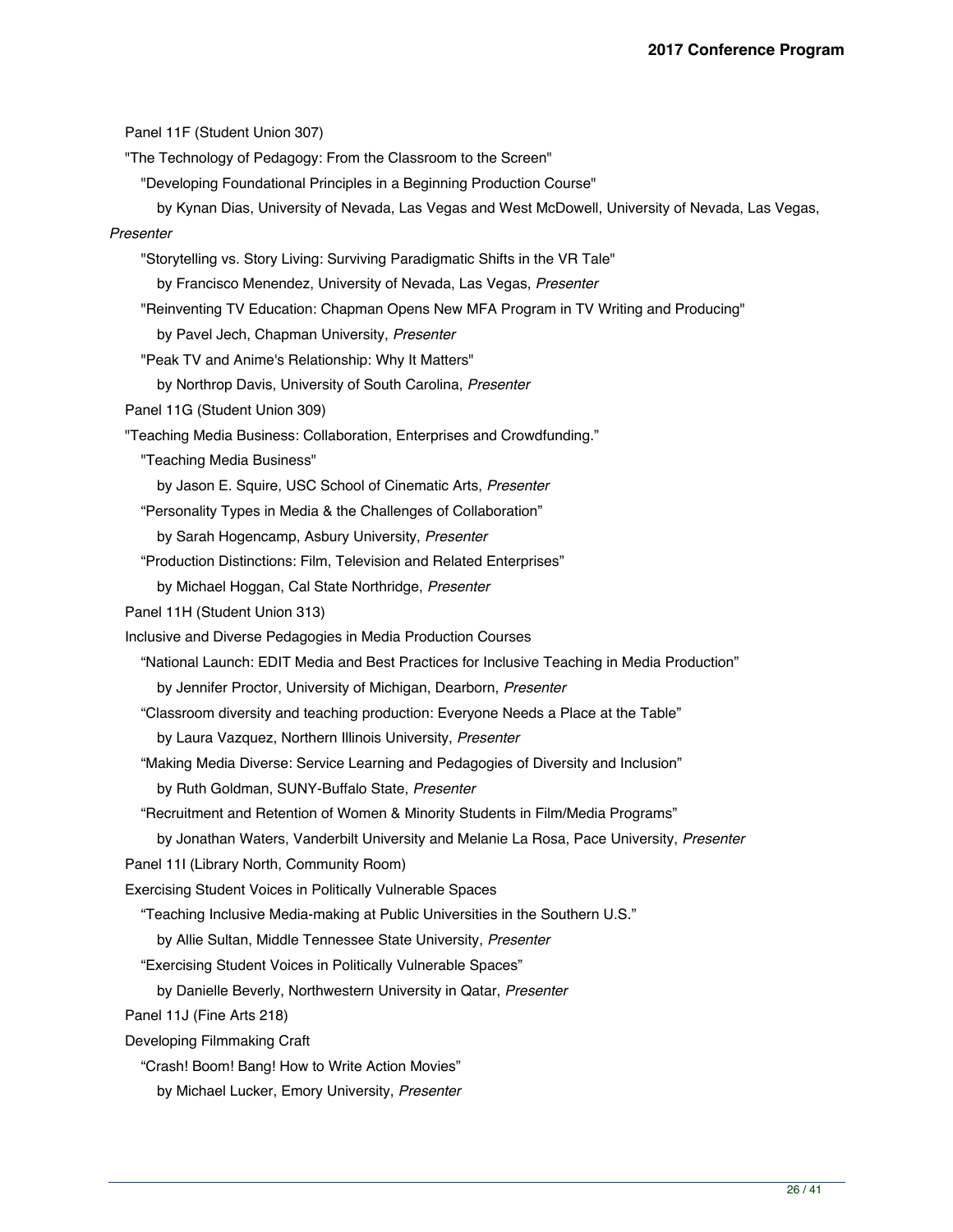Panel 11F (Student Union 307)

"The Technology of Pedagogy: From the Classroom to the Screen"

"Developing Foundational Principles in a Beginning Production Course"

by Kynan Dias, University of Nevada, Las Vegas and West McDowell, University of Nevada, Las Vegas, *Presenter*

"Storytelling vs. Story Living: Surviving Paradigmatic Shifts in the VR Tale"

by Francisco Menendez, University of Nevada, Las Vegas, *Presenter*

"Reinventing TV Education: Chapman Opens New MFA Program in TV Writing and Producing"

by Pavel Jech, Chapman University, *Presenter*

"Peak TV and Anime's Relationship: Why It Matters"

by Northrop Davis, University of South Carolina, *Presenter*

Panel 11G (Student Union 309)

"Teaching Media Business: Collaboration, Enterprises and Crowdfunding."

"Teaching Media Business"

by Jason E. Squire, USC School of Cinematic Arts, *Presenter*

“Personality Types in Media & the Challenges of Collaboration”

by Sarah Hogencamp, Asbury University, *Presenter*

“Production Distinctions: Film, Television and Related Enterprises”

by Michael Hoggan, Cal State Northridge, *Presenter*

Panel 11H (Student Union 313)

Inclusive and Diverse Pedagogies in Media Production Courses

“National Launch: EDIT Media and Best Practices for Inclusive Teaching in Media Production”

by Jennifer Proctor, University of Michigan, Dearborn, *Presenter*

“Classroom diversity and teaching production: Everyone Needs a Place at the Table”

by Laura Vazquez, Northern Illinois University, *Presenter*

“Making Media Diverse: Service Learning and Pedagogies of Diversity and Inclusion”

by Ruth Goldman, SUNY-Buffalo State, *Presenter*

“Recruitment and Retention of Women & Minority Students in Film/Media Programs”

by Jonathan Waters, Vanderbilt University and Melanie La Rosa, Pace University, *Presenter*

Panel 11I (Library North, Community Room)

Exercising Student Voices in Politically Vulnerable Spaces

“Teaching Inclusive Media-making at Public Universities in the Southern U.S.”

by Allie Sultan, Middle Tennessee State University, *Presenter*

“Exercising Student Voices in Politically Vulnerable Spaces”

by Danielle Beverly, Northwestern University in Qatar, *Presenter*

Panel 11J (Fine Arts 218)

Developing Filmmaking Craft

“Crash! Boom! Bang! How to Write Action Movies”

by Michael Lucker, Emory University, *Presenter*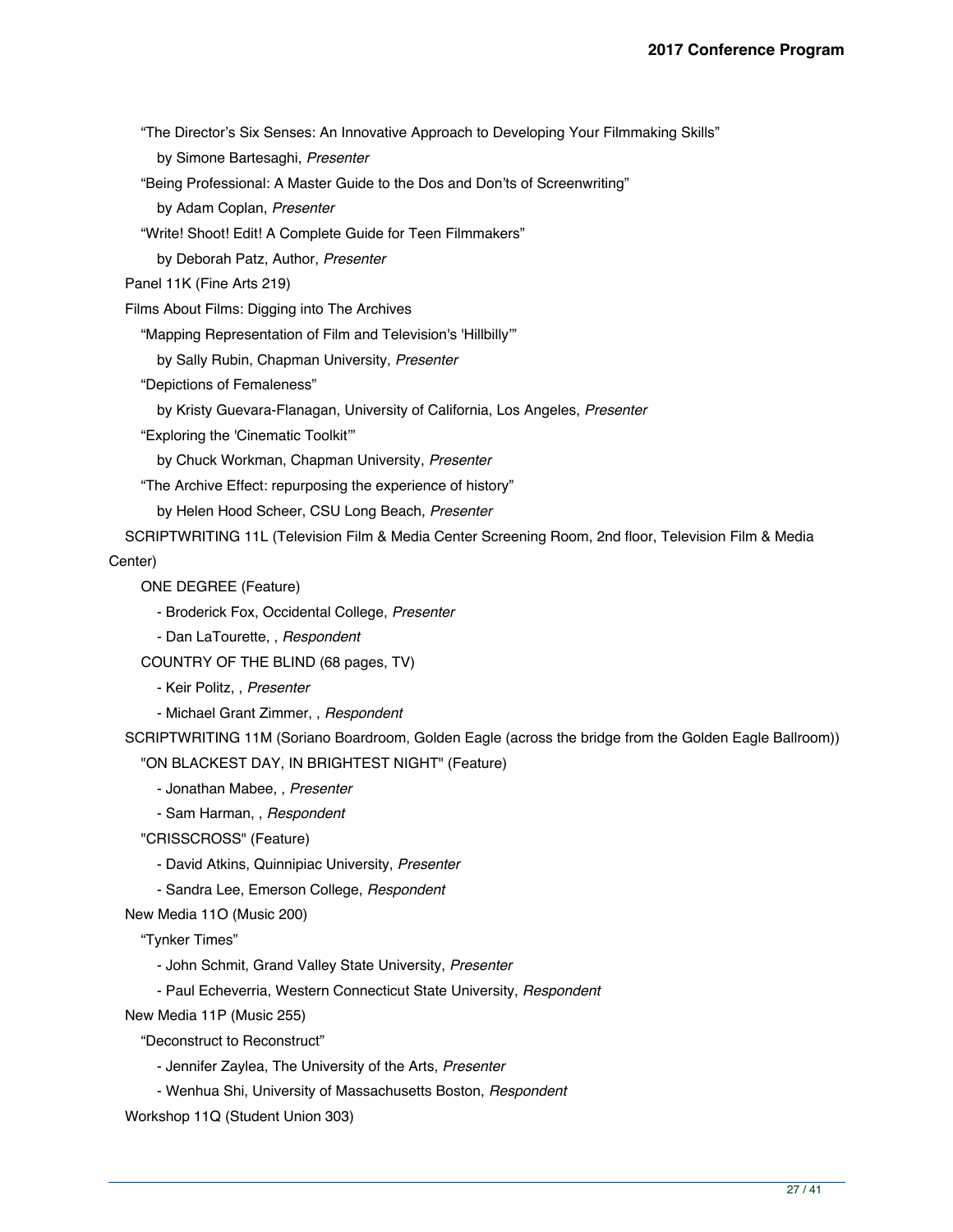“The Director’s Six Senses: An Innovative Approach to Developing Your Filmmaking Skills”

by Simone Bartesaghi, *Presenter*

“Being Professional: A Master Guide to the Dos and Don’ts of Screenwriting”

by Adam Coplan, *Presenter*

“Write! Shoot! Edit! A Complete Guide for Teen Filmmakers”

by Deborah Patz, Author, *Presenter*

Panel 11K (Fine Arts 219)

Films About Films: Digging into The Archives

“Mapping Representation of Film and Television's 'Hillbilly'”

by Sally Rubin, Chapman University, *Presenter*

“Depictions of Femaleness”

by Kristy Guevara-Flanagan, University of California, Los Angeles, *Presenter*

“Exploring the 'Cinematic Toolkit'”

by Chuck Workman, Chapman University, *Presenter*

“The Archive Effect: repurposing the experience of history”

by Helen Hood Scheer, CSU Long Beach, *Presenter*

SCRIPTWRITING 11L (Television Film & Media Center Screening Room, 2nd floor, Television Film & Media Center)

ONE DEGREE (Feature)

- Broderick Fox, Occidental College, *Presenter*
- Dan LaTourette, , *Respondent*

COUNTRY OF THE BLIND (68 pages, TV)

- Keir Politz, , *Presenter*
- Michael Grant Zimmer, , *Respondent*

SCRIPTWRITING 11M (Soriano Boardroom, Golden Eagle (across the bridge from the Golden Eagle Ballroom))

"ON BLACKEST DAY, IN BRIGHTEST NIGHT" (Feature)

- Jonathan Mabee, , *Presenter*
- Sam Harman, , *Respondent*

"CRISSCROSS" (Feature)

- David Atkins, Quinnipiac University, *Presenter*
- Sandra Lee, Emerson College, *Respondent*

New Media 11O (Music 200)

“Tynker Times”

- John Schmit, Grand Valley State University, *Presenter*
- Paul Echeverria, Western Connecticut State University, *Respondent*

New Media 11P (Music 255)

“Deconstruct to Reconstruct”

- Jennifer Zaylea, The University of the Arts, *Presenter*
- Wenhua Shi, University of Massachusetts Boston, *Respondent*

Workshop 11Q (Student Union 303)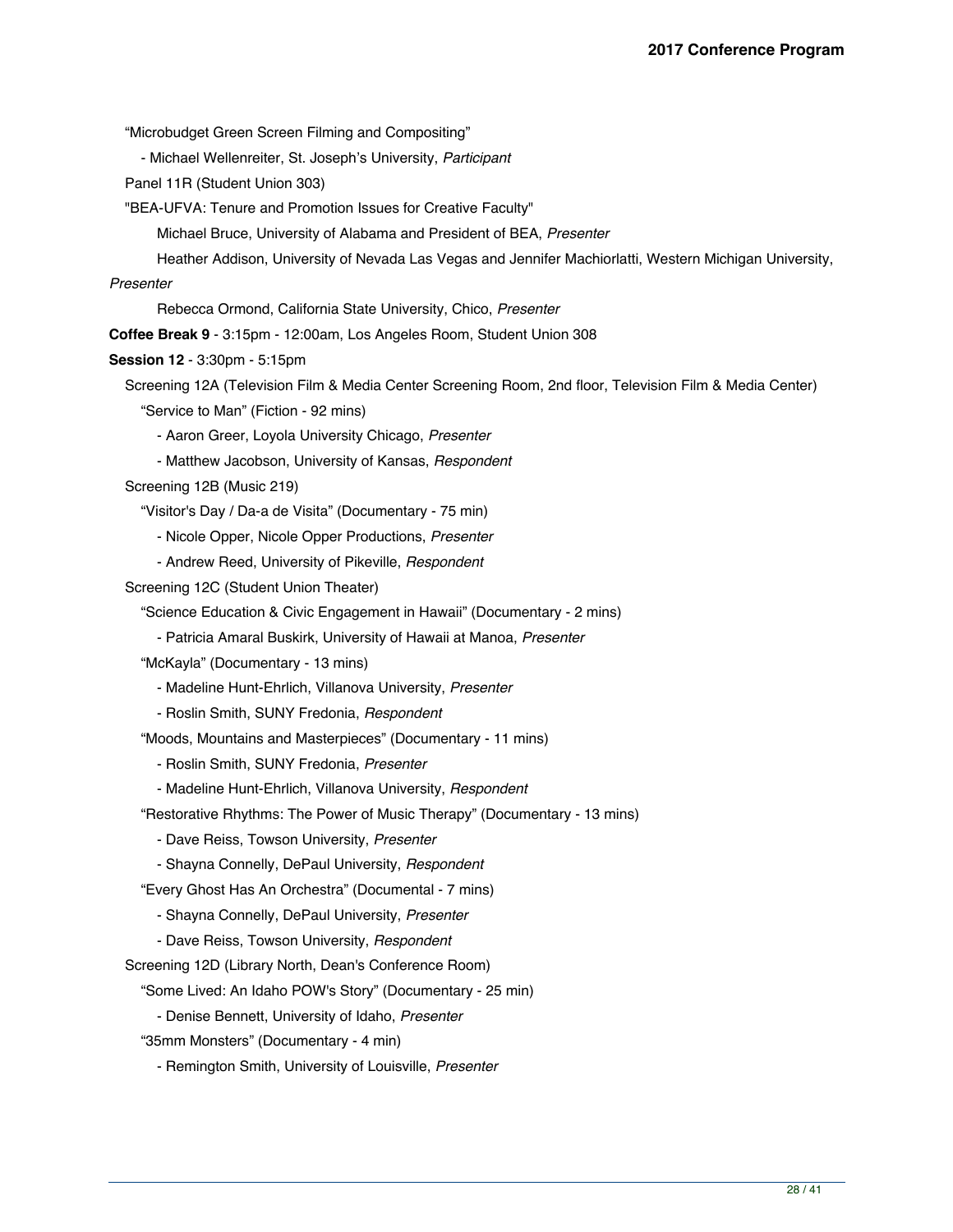"Microbudget Green Screen Filming and Compositing"

- Michael Wellenreiter, St. Joseph's University, *Participant*

Panel 11R (Student Union 303)

"BEA-UFVA: Tenure and Promotion Issues for Creative Faculty"

Michael Bruce, University of Alabama and President of BEA, *Presenter*

Heather Addison, University of Nevada Las Vegas and Jennifer Machiorlatti, Western Michigan University, *Presenter*

Rebecca Ormond, California State University, Chico, *Presenter*

**Coffee Break 9** - 3:15pm - 12:00am, Los Angeles Room, Student Union 308

**Session 12** - 3:30pm - 5:15pm

Screening 12A (Television Film & Media Center Screening Room, 2nd floor, Television Film & Media Center)

"Service to Man" (Fiction - 92 mins)

- Aaron Greer, Loyola University Chicago, *Presenter*
- Matthew Jacobson, University of Kansas, *Respondent*

Screening 12B (Music 219)

"Visitor's Day / Da-a de Visita" (Documentary - 75 min)

- Nicole Opper, Nicole Opper Productions, *Presenter*
- Andrew Reed, University of Pikeville, *Respondent*

Screening 12C (Student Union Theater)

"Science Education & Civic Engagement in Hawaii" (Documentary - 2 mins)

- Patricia Amaral Buskirk, University of Hawaii at Manoa, *Presenter*

"McKayla" (Documentary - 13 mins)

- Madeline Hunt-Ehrlich, Villanova University, *Presenter*
- Roslin Smith, SUNY Fredonia, *Respondent*

"Moods, Mountains and Masterpieces" (Documentary - 11 mins)

- Roslin Smith, SUNY Fredonia, *Presenter*
- Madeline Hunt-Ehrlich, Villanova University, *Respondent*

"Restorative Rhythms: The Power of Music Therapy" (Documentary - 13 mins)

- Dave Reiss, Towson University, *Presenter*
- Shayna Connelly, DePaul University, *Respondent*

"Every Ghost Has An Orchestra" (Documental - 7 mins)

- Shayna Connelly, DePaul University, *Presenter*
- Dave Reiss, Towson University, *Respondent*

Screening 12D (Library North, Dean's Conference Room)

"Some Lived: An Idaho POW's Story" (Documentary - 25 min)

- Denise Bennett, University of Idaho, *Presenter*

"35mm Monsters" (Documentary - 4 min)

- Remington Smith, University of Louisville, *Presenter*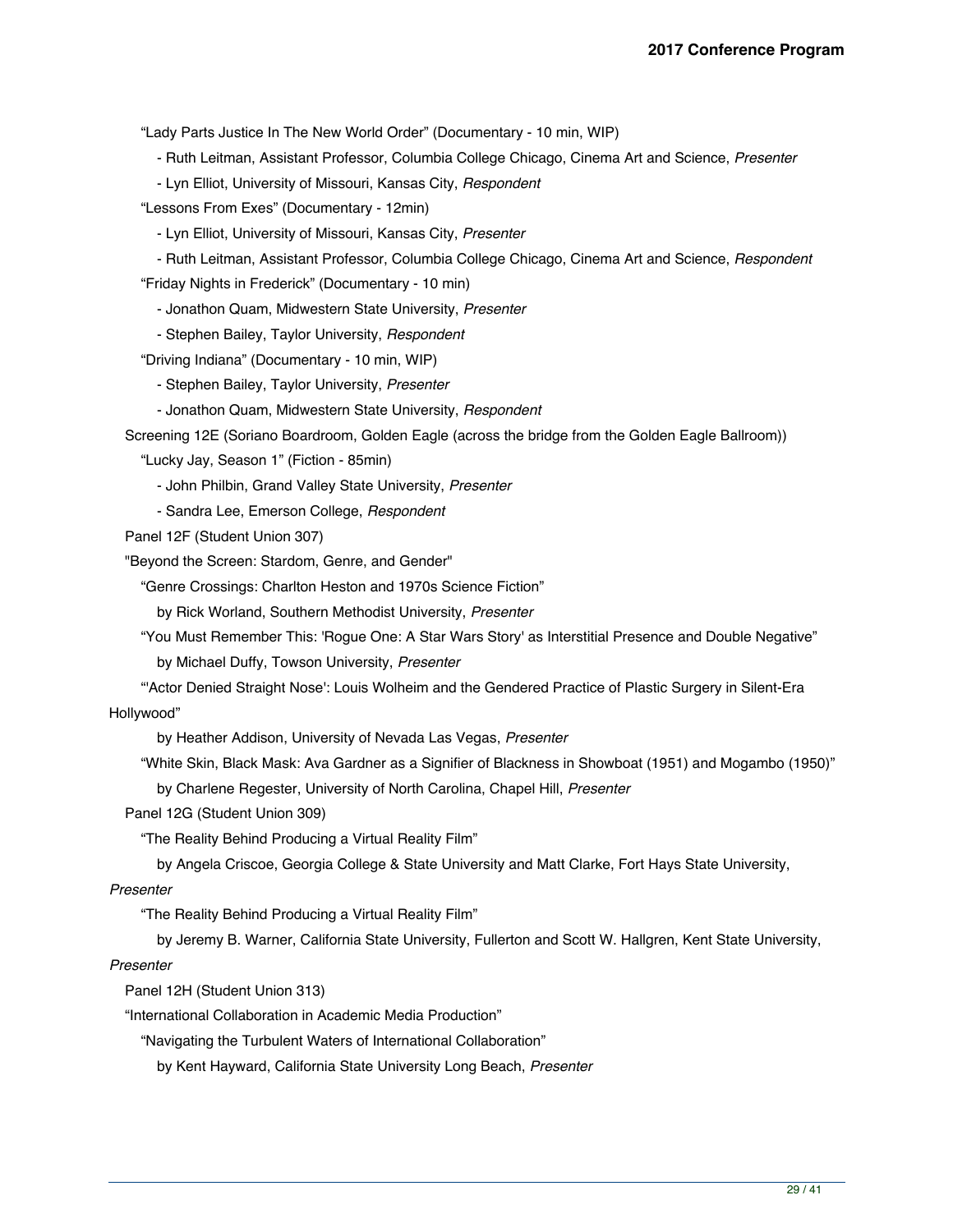“Lady Parts Justice In The New World Order” (Documentary - 10 min, WIP)

- Ruth Leitman, Assistant Professor, Columbia College Chicago, Cinema Art and Science, *Presenter*
- Lyn Elliot, University of Missouri, Kansas City, *Respondent*

“Lessons From Exes” (Documentary - 12min)

- Lyn Elliot, University of Missouri, Kansas City, *Presenter*
- Ruth Leitman, Assistant Professor, Columbia College Chicago, Cinema Art and Science, *Respondent*

“Friday Nights in Frederick” (Documentary - 10 min)

- Jonathon Quam, Midwestern State University, *Presenter*
- Stephen Bailey, Taylor University, *Respondent*

“Driving Indiana” (Documentary - 10 min, WIP)

- Stephen Bailey, Taylor University, *Presenter*
- Jonathon Quam, Midwestern State University, *Respondent*

Screening 12E (Soriano Boardroom, Golden Eagle (across the bridge from the Golden Eagle Ballroom))

“Lucky Jay, Season 1” (Fiction - 85min)

- John Philbin, Grand Valley State University, *Presenter*
- Sandra Lee, Emerson College, *Respondent*

Panel 12F (Student Union 307)

"Beyond the Screen: Stardom, Genre, and Gender"

“Genre Crossings: Charlton Heston and 1970s Science Fiction”

by Rick Worland, Southern Methodist University, *Presenter*

“You Must Remember This: 'Rogue One: A Star Wars Story' as Interstitial Presence and Double Negative”

by Michael Duffy, Towson University, *Presenter*

“'Actor Denied Straight Nose': Louis Wolheim and the Gendered Practice of Plastic Surgery in Silent-Era Hollywood”

by Heather Addison, University of Nevada Las Vegas, *Presenter*

“White Skin, Black Mask: Ava Gardner as a Signifier of Blackness in Showboat (1951) and Mogambo (1950)”

by Charlene Regester, University of North Carolina, Chapel Hill, *Presenter*

Panel 12G (Student Union 309)

“The Reality Behind Producing a Virtual Reality Film”

by Angela Criscoe, Georgia College & State University and Matt Clarke, Fort Hays State University, *Presenter*

“The Reality Behind Producing a Virtual Reality Film”

by Jeremy B. Warner, California State University, Fullerton and Scott W. Hallgren, Kent State University, *Presenter*

Panel 12H (Student Union 313)

“International Collaboration in Academic Media Production”

“Navigating the Turbulent Waters of International Collaboration”

by Kent Hayward, California State University Long Beach, *Presenter*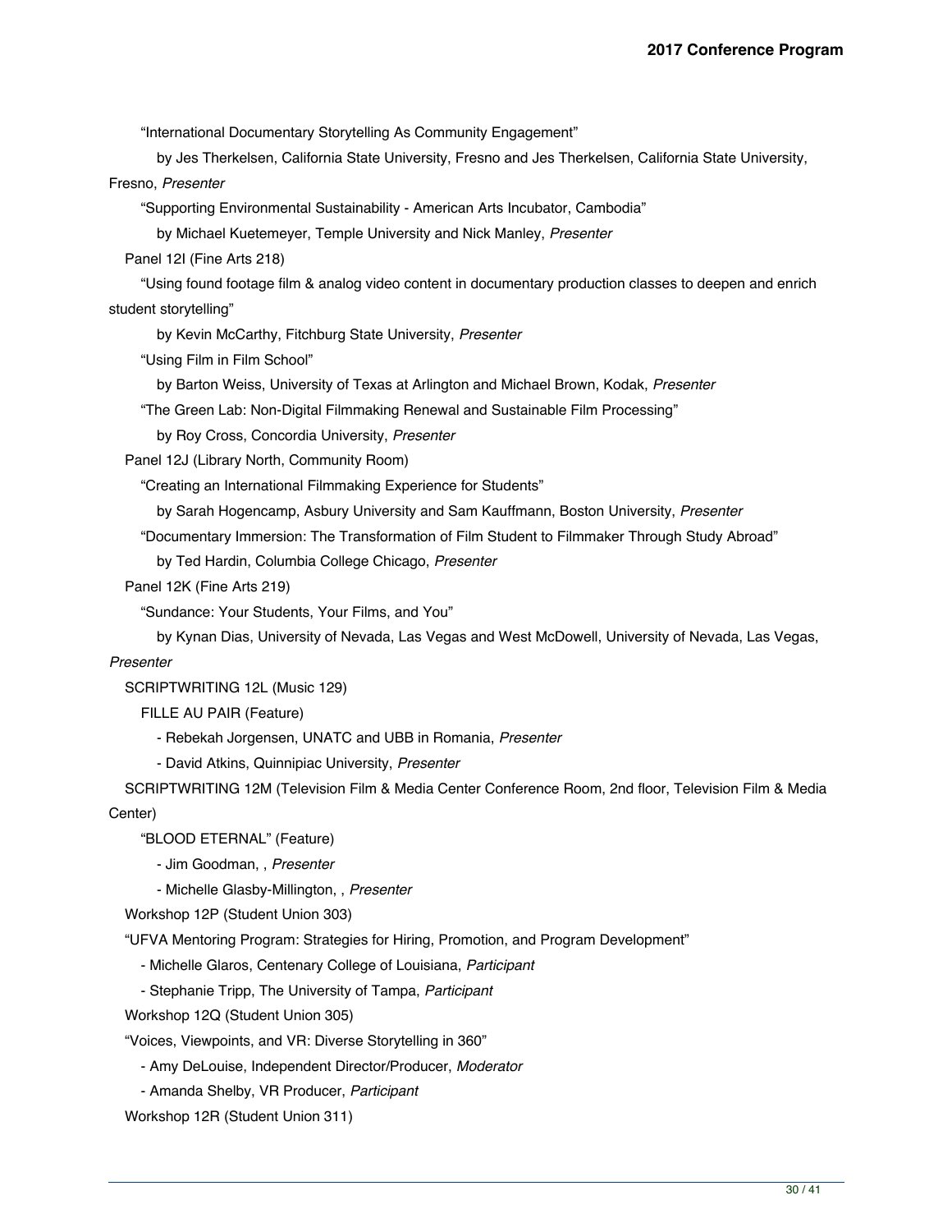“International Documentary Storytelling As Community Engagement”

by Jes Therkelsen, California State University, Fresno and Jes Therkelsen, California State University, Fresno, *Presenter*

“Supporting Environmental Sustainability - American Arts Incubator, Cambodia”

by Michael Kuetemeyer, Temple University and Nick Manley, *Presenter*

Panel 12I (Fine Arts 218)

“Using found footage film & analog video content in documentary production classes to deepen and enrich student storytelling”

by Kevin McCarthy, Fitchburg State University, *Presenter*

“Using Film in Film School”

by Barton Weiss, University of Texas at Arlington and Michael Brown, Kodak, *Presenter*

“The Green Lab: Non-Digital Filmmaking Renewal and Sustainable Film Processing”

by Roy Cross, Concordia University, *Presenter*

Panel 12J (Library North, Community Room)

“Creating an International Filmmaking Experience for Students”

by Sarah Hogencamp, Asbury University and Sam Kauffmann, Boston University, *Presenter*

“Documentary Immersion: The Transformation of Film Student to Filmmaker Through Study Abroad”

by Ted Hardin, Columbia College Chicago, *Presenter*

Panel 12K (Fine Arts 219)

“Sundance: Your Students, Your Films, and You”

by Kynan Dias, University of Nevada, Las Vegas and West McDowell, University of Nevada, Las Vegas, *Presenter*

SCRIPTWRITING 12L (Music 129)

FILLE AU PAIR (Feature)

- Rebekah Jorgensen, UNATC and UBB in Romania, *Presenter*
- David Atkins, Quinnipiac University, *Presenter*

SCRIPTWRITING 12M (Television Film & Media Center Conference Room, 2nd floor, Television Film & Media Center)

“BLOOD ETERNAL” (Feature)

- Jim Goodman, , *Presenter*
- Michelle Glasby-Millington, , *Presenter*

Workshop 12P (Student Union 303)

“UFVA Mentoring Program: Strategies for Hiring, Promotion, and Program Development”

- Michelle Glaros, Centenary College of Louisiana, *Participant*
- Stephanie Tripp, The University of Tampa, *Participant*

Workshop 12Q (Student Union 305)

“Voices, Viewpoints, and VR: Diverse Storytelling in 360”

- Amy DeLouise, Independent Director/Producer, *Moderator*
- Amanda Shelby, VR Producer, *Participant*

Workshop 12R (Student Union 311)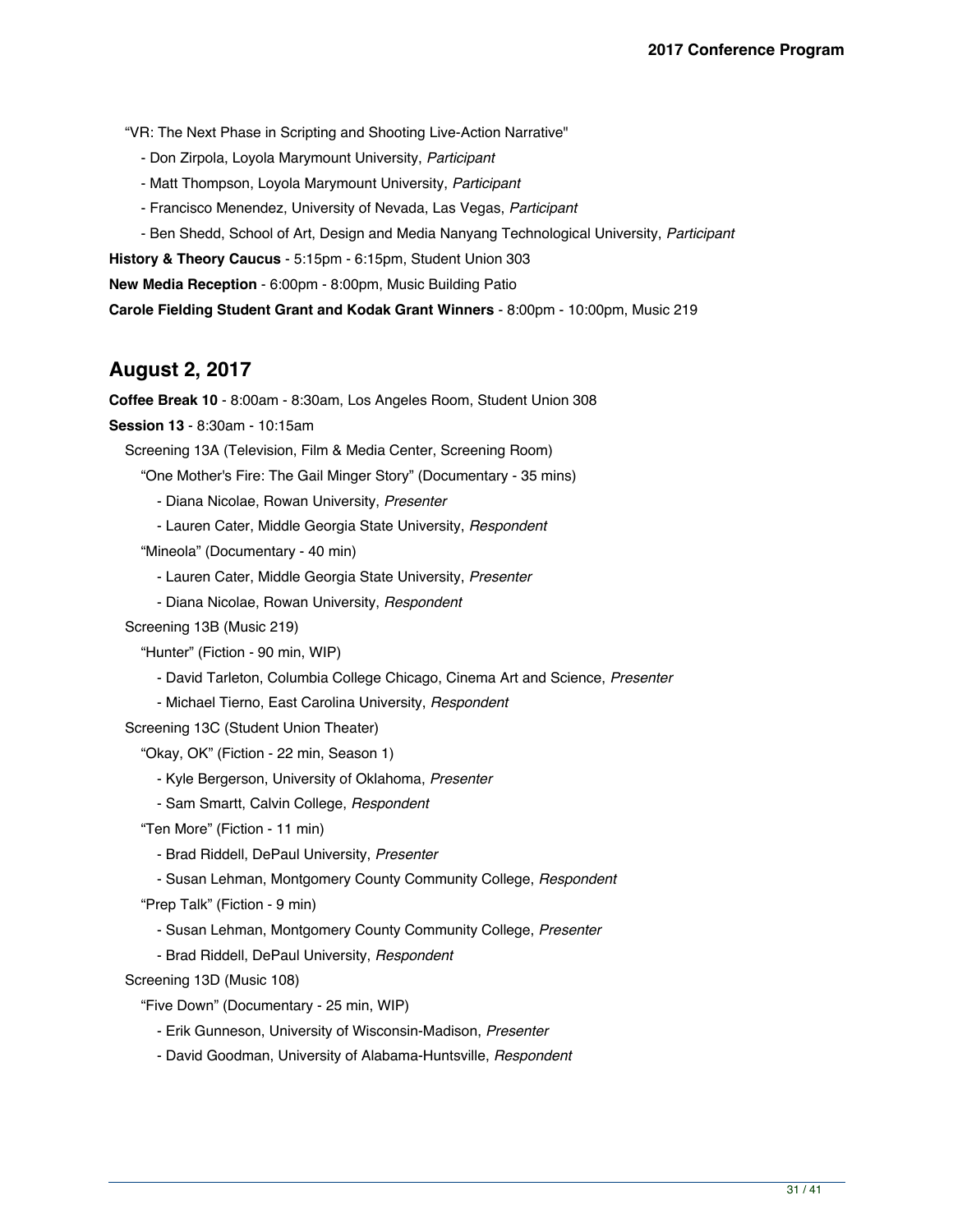“VR: The Next Phase in Scripting and Shooting Live-Action Narrative"

- Don Zirpola, Loyola Marymount University, *Participant*
- Matt Thompson, Loyola Marymount University, *Participant*
- Francisco Menendez, University of Nevada, Las Vegas, *Participant*
- Ben Shedd, School of Art, Design and Media Nanyang Technological University, *Participant*

**History & Theory Caucus** - 5:15pm - 6:15pm, Student Union 303

**New Media Reception** - 6:00pm - 8:00pm, Music Building Patio

**Carole Fielding Student Grant and Kodak Grant Winners** - 8:00pm - 10:00pm, Music 219

## August 2, 2017

**Coffee Break 10** - 8:00am - 8:30am, Los Angeles Room, Student Union 308

**Session 13** - 8:30am - 10:15am

Screening 13A (Television, Film & Media Center, Screening Room)

“One Mother's Fire: The Gail Minger Story” (Documentary - 35 mins)

- Diana Nicolae, Rowan University, *Presenter*
- Lauren Cater, Middle Georgia State University, *Respondent*

“Mineola” (Documentary - 40 min)

- Lauren Cater, Middle Georgia State University, *Presenter*
- Diana Nicolae, Rowan University, *Respondent*

Screening 13B (Music 219)

“Hunter” (Fiction - 90 min, WIP)

- David Tarleton, Columbia College Chicago, Cinema Art and Science, *Presenter*
- Michael Tierno, East Carolina University, *Respondent*

Screening 13C (Student Union Theater)

“Okay, OK” (Fiction - 22 min, Season 1)

- Kyle Bergerson, University of Oklahoma, *Presenter*
- Sam Smartt, Calvin College, *Respondent*

“Ten More” (Fiction - 11 min)

- Brad Riddell, DePaul University, *Presenter*
- Susan Lehman, Montgomery County Community College, *Respondent*

“Prep Talk” (Fiction - 9 min)

- Susan Lehman, Montgomery County Community College, *Presenter*
- Brad Riddell, DePaul University, *Respondent*

Screening 13D (Music 108)

“Five Down” (Documentary - 25 min, WIP)

- Erik Gunneson, University of Wisconsin-Madison, *Presenter*
- David Goodman, University of Alabama-Huntsville, *Respondent*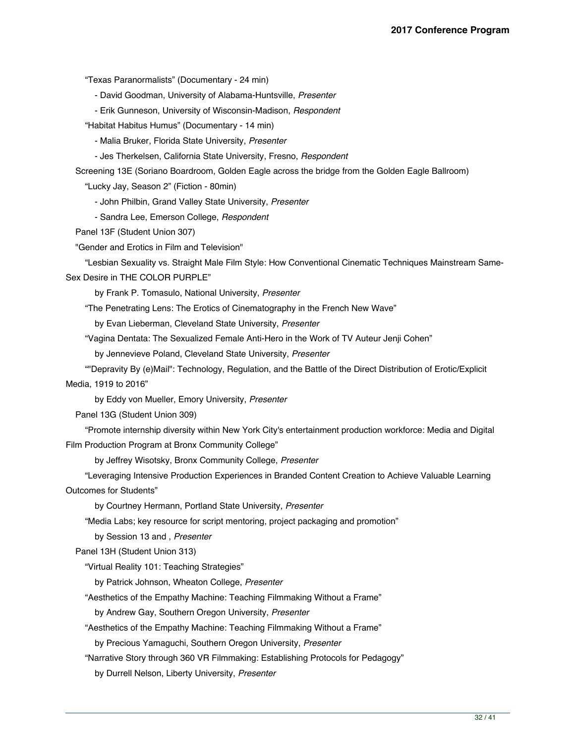"Texas Paranormalists" (Documentary - 24 min)

- David Goodman, University of Alabama-Huntsville, *Presenter*
- Erik Gunneson, University of Wisconsin-Madison, *Respondent*

"Habitat Habitus Humus" (Documentary - 14 min)

- Malia Bruker, Florida State University, *Presenter*
- Jes Therkelsen, California State University, Fresno, *Respondent*

Screening 13E (Soriano Boardroom, Golden Eagle across the bridge from the Golden Eagle Ballroom)

"Lucky Jay, Season 2" (Fiction - 80min)

- John Philbin, Grand Valley State University, *Presenter*
- Sandra Lee, Emerson College, *Respondent*

Panel 13F (Student Union 307)

"Gender and Erotics in Film and Television"

"Lesbian Sexuality vs. Straight Male Film Style: How Conventional Cinematic Techniques Mainstream Same-Sex Desire in THE COLOR PURPLE"

by Frank P. Tomasulo, National University, *Presenter*

"The Penetrating Lens: The Erotics of Cinematography in the French New Wave"

by Evan Lieberman, Cleveland State University, *Presenter*

"Vagina Dentata: The Sexualized Female Anti-Hero in the Work of TV Auteur Jenji Cohen"

by Jennevieve Poland, Cleveland State University, *Presenter*

""Depravity By (e)Mail": Technology, Regulation, and the Battle of the Direct Distribution of Erotic/Explicit Media, 1919 to 2016"

by Eddy von Mueller, Emory University, *Presenter*

Panel 13G (Student Union 309)

"Promote internship diversity within New York City's entertainment production workforce: Media and Digital Film Production Program at Bronx Community College"

by Jeffrey Wisotsky, Bronx Community College, *Presenter*

"Leveraging Intensive Production Experiences in Branded Content Creation to Achieve Valuable Learning Outcomes for Students"

by Courtney Hermann, Portland State University, *Presenter*

"Media Labs; key resource for script mentoring, project packaging and promotion"

by Session 13 and , *Presenter*

Panel 13H (Student Union 313)

"Virtual Reality 101: Teaching Strategies"

by Patrick Johnson, Wheaton College, *Presenter*

"Aesthetics of the Empathy Machine: Teaching Filmmaking Without a Frame"

by Andrew Gay, Southern Oregon University, *Presenter*

"Aesthetics of the Empathy Machine: Teaching Filmmaking Without a Frame"

by Precious Yamaguchi, Southern Oregon University, *Presenter*

"Narrative Story through 360 VR Filmmaking: Establishing Protocols for Pedagogy"

by Durrell Nelson, Liberty University, *Presenter*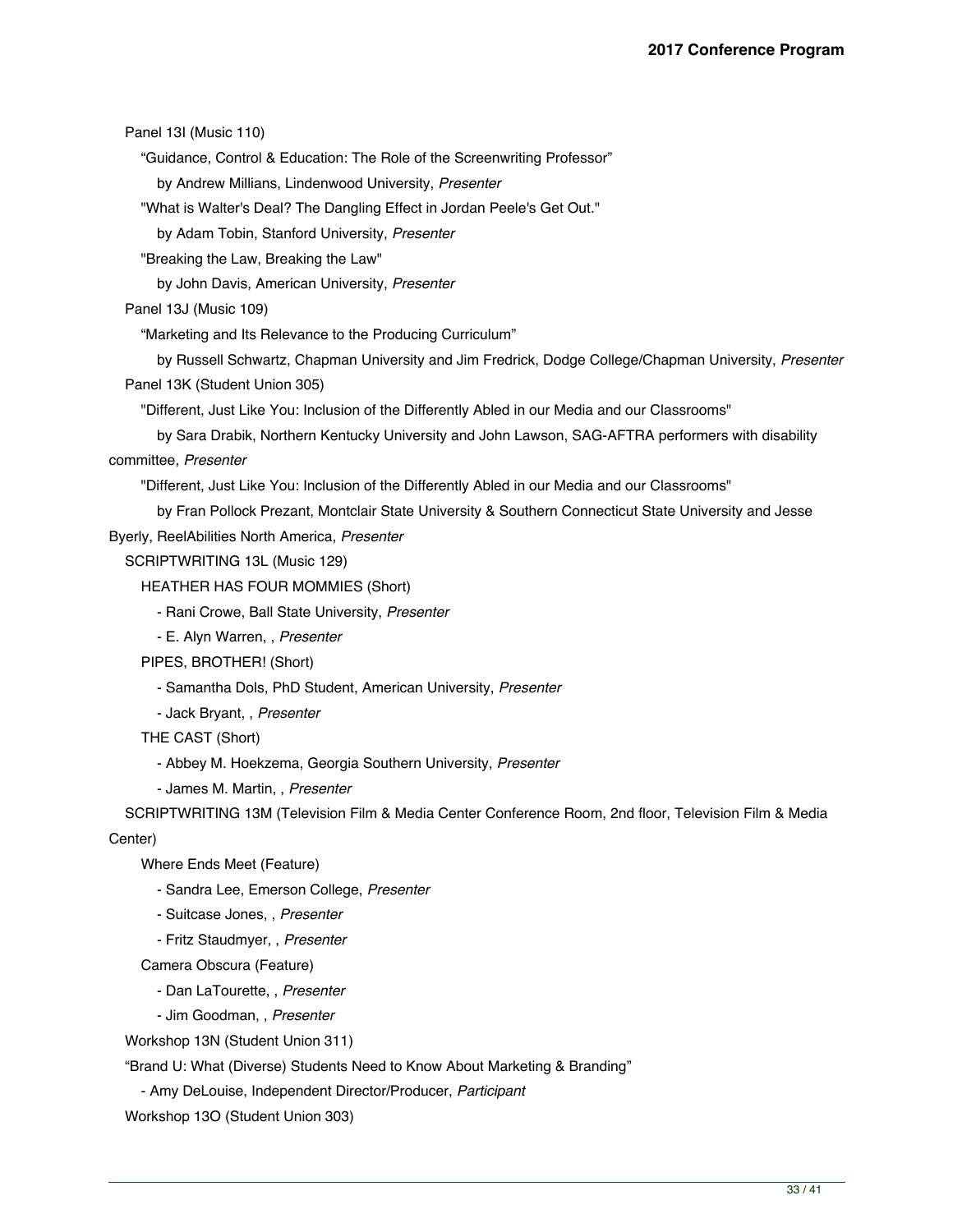Panel 13I (Music 110)

“Guidance, Control & Education: The Role of the Screenwriting Professor”

by Andrew Millians, Lindenwood University, *Presenter*

"What is Walter's Deal? The Dangling Effect in Jordan Peele's Get Out."

by Adam Tobin, Stanford University, *Presenter*

"Breaking the Law, Breaking the Law"

by John Davis, American University, *Presenter*

Panel 13J (Music 109)

“Marketing and Its Relevance to the Producing Curriculum”

by Russell Schwartz, Chapman University and Jim Fredrick, Dodge College/Chapman University, *Presenter*

Panel 13K (Student Union 305)

"Different, Just Like You: Inclusion of the Differently Abled in our Media and our Classrooms"

by Sara Drabik, Northern Kentucky University and John Lawson, SAG-AFTRA performers with disability committee, *Presenter*

"Different, Just Like You: Inclusion of the Differently Abled in our Media and our Classrooms"

by Fran Pollock Prezant, Montclair State University & Southern Connecticut State University and Jesse Byerly, ReelAbilities North America, *Presenter*

SCRIPTWRITING 13L (Music 129)

HEATHER HAS FOUR MOMMIES (Short)

- Rani Crowe, Ball State University, *Presenter*
- E. Alyn Warren, , *Presenter*

PIPES, BROTHER! (Short)

- Samantha Dols, PhD Student, American University, *Presenter*
- Jack Bryant, , *Presenter*

THE CAST (Short)

- Abbey M. Hoekzema, Georgia Southern University, *Presenter*
- James M. Martin, , *Presenter*

SCRIPTWRITING 13M (Television Film & Media Center Conference Room, 2nd floor, Television Film & Media Center)

Where Ends Meet (Feature)

- Sandra Lee, Emerson College, *Presenter*
- Suitcase Jones, , *Presenter*
- Fritz Staudmyer, , *Presenter*

Camera Obscura (Feature)

- Dan LaTourette, , *Presenter*
- Jim Goodman, , *Presenter*

Workshop 13N (Student Union 311)

“Brand U: What (Diverse) Students Need to Know About Marketing & Branding”

- Amy DeLouise, Independent Director/Producer, *Participant*

Workshop 13O (Student Union 303)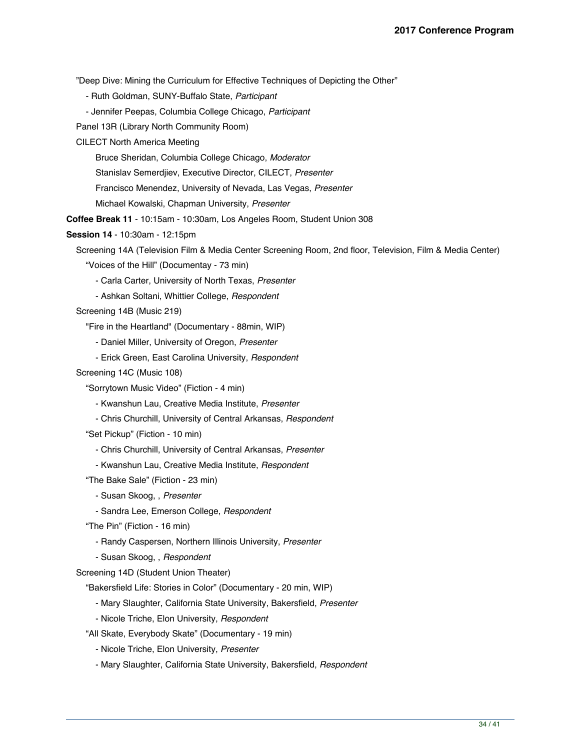"Deep Dive: Mining the Curriculum for Effective Techniques of Depicting the Other"

- Ruth Goldman, SUNY-Buffalo State, *Participant*
- Jennifer Peepas, Columbia College Chicago, *Participant*

Panel 13R (Library North Community Room)

CILECT North America Meeting

Bruce Sheridan, Columbia College Chicago, *Moderator*

Stanislav Semerdjiev, Executive Director, CILECT, *Presenter*

Francisco Menendez, University of Nevada, Las Vegas, *Presenter*

Michael Kowalski, Chapman University, *Presenter*

**Coffee Break 11** - 10:15am - 10:30am, Los Angeles Room, Student Union 308

**Session 14** - 10:30am - 12:15pm

Screening 14A (Television Film & Media Center Screening Room, 2nd floor, Television, Film & Media Center)

"Voices of the Hill" (Documentay - 73 min)

- Carla Carter, University of North Texas, *Presenter*
- Ashkan Soltani, Whittier College, *Respondent*

Screening 14B (Music 219)

"Fire in the Heartland" (Documentary - 88min, WIP)

- Daniel Miller, University of Oregon, *Presenter*
- Erick Green, East Carolina University, *Respondent*

Screening 14C (Music 108)

"Sorrytown Music Video" (Fiction - 4 min)

- Kwanshun Lau, Creative Media Institute, *Presenter*
- Chris Churchill, University of Central Arkansas, *Respondent*

"Set Pickup" (Fiction - 10 min)

- Chris Churchill, University of Central Arkansas, *Presenter*
- Kwanshun Lau, Creative Media Institute, *Respondent*

"The Bake Sale" (Fiction - 23 min)

- Susan Skoog, , *Presenter*
- Sandra Lee, Emerson College, *Respondent*

"The Pin" (Fiction - 16 min)

- Randy Caspersen, Northern Illinois University, *Presenter*
- Susan Skoog, , *Respondent*

Screening 14D (Student Union Theater)

"Bakersfield Life: Stories in Color" (Documentary - 20 min, WIP)

- Mary Slaughter, California State University, Bakersfield, *Presenter*
- Nicole Triche, Elon University, *Respondent*

"All Skate, Everybody Skate" (Documentary - 19 min)

- Nicole Triche, Elon University, *Presenter*
- Mary Slaughter, California State University, Bakersfield, *Respondent*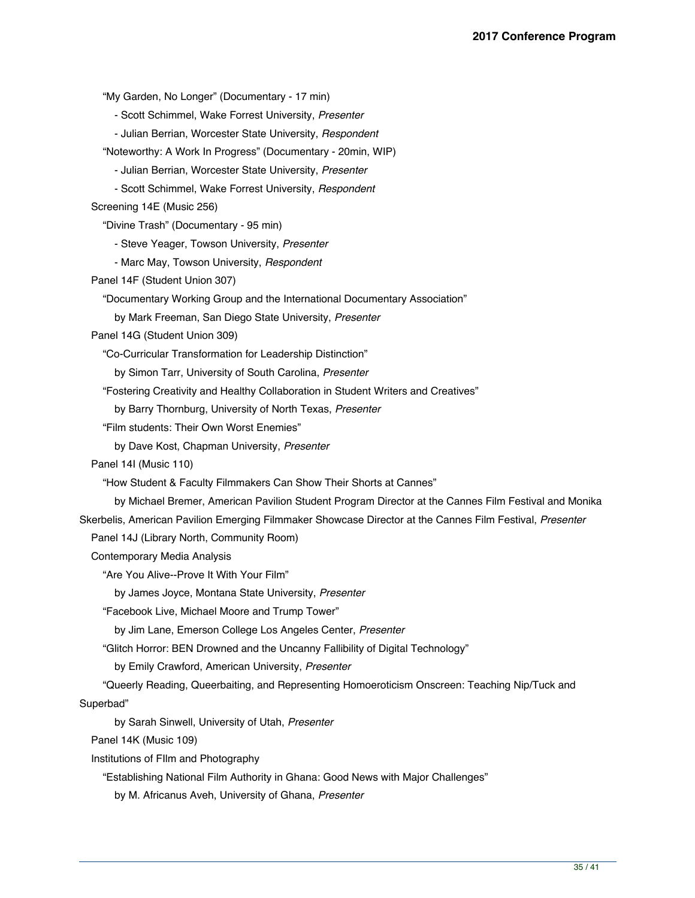"My Garden, No Longer" (Documentary - 17 min)

- Scott Schimmel, Wake Forrest University, *Presenter*
- Julian Berrian, Worcester State University, *Respondent*

"Noteworthy: A Work In Progress" (Documentary - 20min, WIP)

- Julian Berrian, Worcester State University, *Presenter*
- Scott Schimmel, Wake Forrest University, *Respondent*

Screening 14E (Music 256)

"Divine Trash" (Documentary - 95 min)

- Steve Yeager, Towson University, *Presenter*
- Marc May, Towson University, *Respondent*

Panel 14F (Student Union 307)

"Documentary Working Group and the International Documentary Association"

by Mark Freeman, San Diego State University, *Presenter*

Panel 14G (Student Union 309)

"Co-Curricular Transformation for Leadership Distinction"

by Simon Tarr, University of South Carolina, *Presenter*

"Fostering Creativity and Healthy Collaboration in Student Writers and Creatives"

by Barry Thornburg, University of North Texas, *Presenter*

"Film students: Their Own Worst Enemies"

by Dave Kost, Chapman University, *Presenter*

Panel 14I (Music 110)

"How Student & Faculty Filmmakers Can Show Their Shorts at Cannes"

by Michael Bremer, American Pavilion Student Program Director at the Cannes Film Festival and Monika Skerbelis, American Pavilion Emerging Filmmaker Showcase Director at the Cannes Film Festival, *Presenter*

Panel 14J (Library North, Community Room)

Contemporary Media Analysis

"Are You Alive--Prove It With Your Film"

by James Joyce, Montana State University, *Presenter*

"Facebook Live, Michael Moore and Trump Tower"

by Jim Lane, Emerson College Los Angeles Center, *Presenter*

"Glitch Horror: BEN Drowned and the Uncanny Fallibility of Digital Technology"

by Emily Crawford, American University, *Presenter*

"Queerly Reading, Queerbaiting, and Representing Homoeroticism Onscreen: Teaching Nip/Tuck and Superbad"

by Sarah Sinwell, University of Utah, *Presenter*

Panel 14K (Music 109)

Institutions of FIlm and Photography

"Establishing National Film Authority in Ghana: Good News with Major Challenges"

by M. Africanus Aveh, University of Ghana, *Presenter*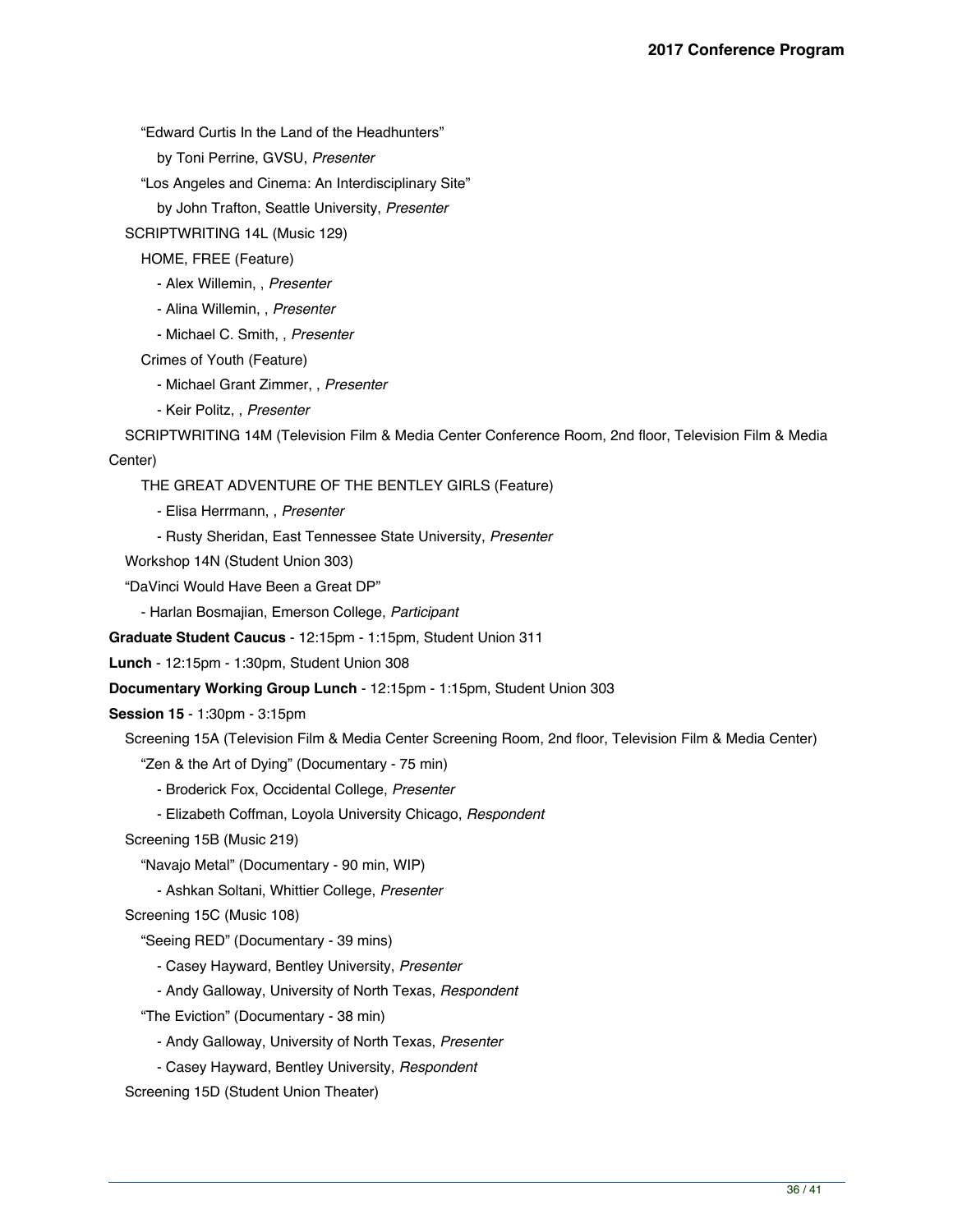"Edward Curtis In the Land of the Headhunters"

by Toni Perrine, GVSU, *Presenter*

"Los Angeles and Cinema: An Interdisciplinary Site"

by John Trafton, Seattle University, *Presenter*

SCRIPTWRITING 14L (Music 129)

HOME, FREE (Feature)

- Alex Willemin, , *Presenter*
- Alina Willemin, , *Presenter*
- Michael C. Smith, , *Presenter*

Crimes of Youth (Feature)

- Michael Grant Zimmer, , *Presenter*
- Keir Politz, , *Presenter*

SCRIPTWRITING 14M (Television Film & Media Center Conference Room, 2nd floor, Television Film & Media Center)

THE GREAT ADVENTURE OF THE BENTLEY GIRLS (Feature)

- Elisa Herrmann, , *Presenter*
- Rusty Sheridan, East Tennessee State University, *Presenter*

Workshop 14N (Student Union 303)

"DaVinci Would Have Been a Great DP"

- Harlan Bosmajian, Emerson College, *Participant*

**Graduate Student Caucus** - 12:15pm - 1:15pm, Student Union 311

**Lunch** - 12:15pm - 1:30pm, Student Union 308

**Documentary Working Group Lunch** - 12:15pm - 1:15pm, Student Union 303

**Session 15** - 1:30pm - 3:15pm

Screening 15A (Television Film & Media Center Screening Room, 2nd floor, Television Film & Media Center)

"Zen & the Art of Dying" (Documentary - 75 min)

- Broderick Fox, Occidental College, *Presenter*
- Elizabeth Coffman, Loyola University Chicago, *Respondent*

Screening 15B (Music 219)

"Navajo Metal" (Documentary - 90 min, WIP)

- Ashkan Soltani, Whittier College, *Presenter*

Screening 15C (Music 108)

"Seeing RED" (Documentary - 39 mins)

- Casey Hayward, Bentley University, *Presenter*
- Andy Galloway, University of North Texas, *Respondent*

"The Eviction" (Documentary - 38 min)

- Andy Galloway, University of North Texas, *Presenter*
- Casey Hayward, Bentley University, *Respondent*

Screening 15D (Student Union Theater)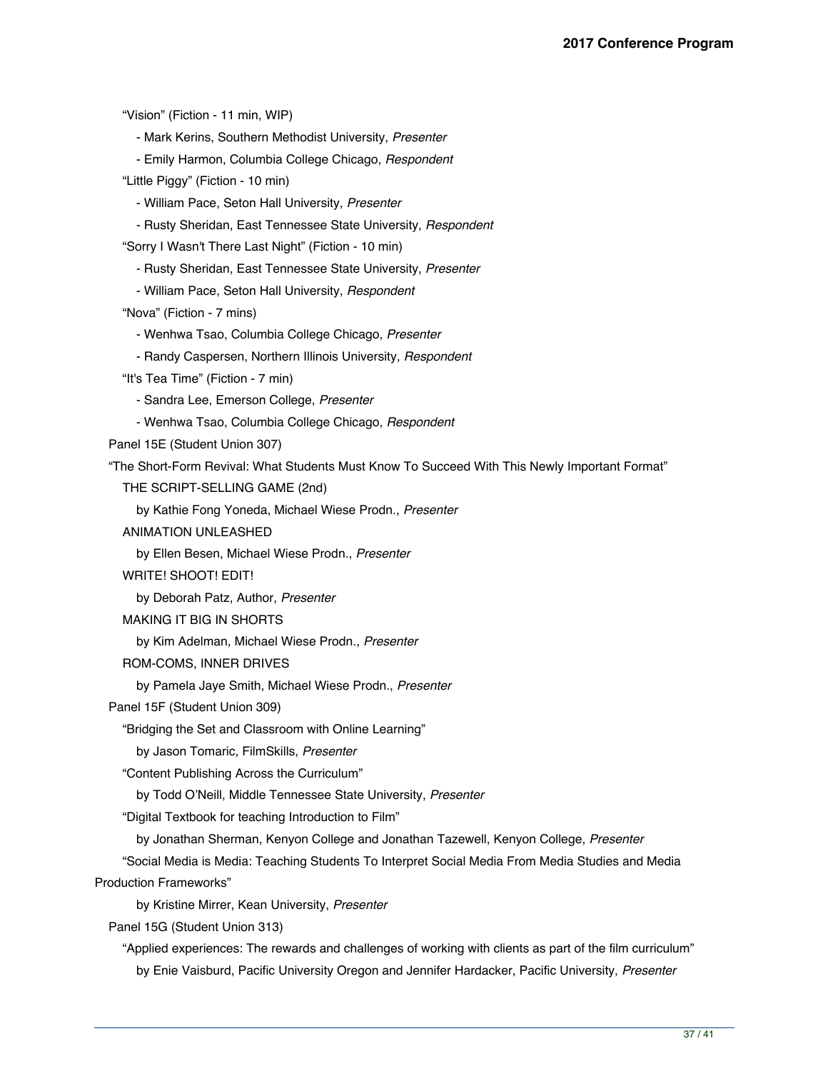"Vision" (Fiction - 11 min, WIP)

- Mark Kerins, Southern Methodist University, *Presenter*
- Emily Harmon, Columbia College Chicago, *Respondent*

"Little Piggy" (Fiction - 10 min)

- William Pace, Seton Hall University, *Presenter*
- Rusty Sheridan, East Tennessee State University, *Respondent*

"Sorry I Wasn't There Last Night" (Fiction - 10 min)

- Rusty Sheridan, East Tennessee State University, *Presenter*
- William Pace, Seton Hall University, *Respondent*

"Nova" (Fiction - 7 mins)

- Wenhwa Tsao, Columbia College Chicago, *Presenter*
- Randy Caspersen, Northern Illinois University, *Respondent*

"It's Tea Time" (Fiction - 7 min)

- Sandra Lee, Emerson College, *Presenter*
- Wenhwa Tsao, Columbia College Chicago, *Respondent*

Panel 15E (Student Union 307)

"The Short-Form Revival: What Students Must Know To Succeed With This Newly Important Format"

THE SCRIPT-SELLING GAME (2nd)

by Kathie Fong Yoneda, Michael Wiese Prodn., *Presenter*

ANIMATION UNLEASHED

by Ellen Besen, Michael Wiese Prodn., *Presenter*

WRITE! SHOOT! EDIT!

by Deborah Patz, Author, *Presenter*

MAKING IT BIG IN SHORTS

by Kim Adelman, Michael Wiese Prodn., *Presenter*

ROM-COMS, INNER DRIVES

by Pamela Jaye Smith, Michael Wiese Prodn., *Presenter*

Panel 15F (Student Union 309)

"Bridging the Set and Classroom with Online Learning"

by Jason Tomaric, FilmSkills, *Presenter*

"Content Publishing Across the Curriculum"

by Todd O'Neill, Middle Tennessee State University, *Presenter*

"Digital Textbook for teaching Introduction to Film"

by Jonathan Sherman, Kenyon College and Jonathan Tazewell, Kenyon College, *Presenter*

"Social Media is Media: Teaching Students To Interpret Social Media From Media Studies and Media Production Frameworks"

by Kristine Mirrer, Kean University, *Presenter*

Panel 15G (Student Union 313)

"Applied experiences: The rewards and challenges of working with clients as part of the film curriculum"

by Enie Vaisburd, Pacific University Oregon and Jennifer Hardacker, Pacific University, *Presenter*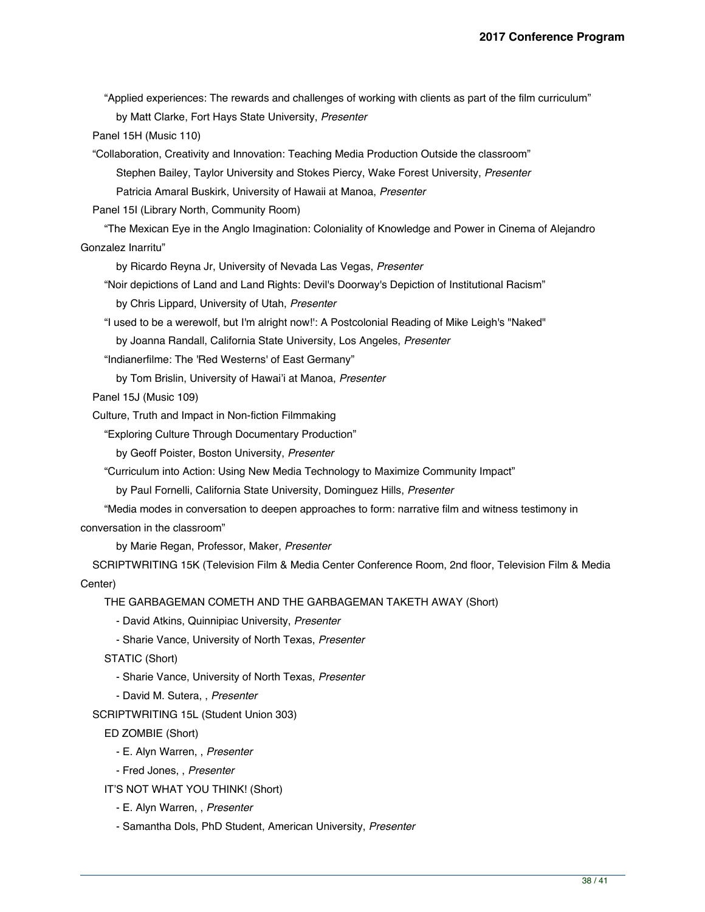“Applied experiences: The rewards and challenges of working with clients as part of the film curriculum”

by Matt Clarke, Fort Hays State University, *Presenter*

Panel 15H (Music 110)

“Collaboration, Creativity and Innovation: Teaching Media Production Outside the classroom”

Stephen Bailey, Taylor University and Stokes Piercy, Wake Forest University, *Presenter*

Patricia Amaral Buskirk, University of Hawaii at Manoa, *Presenter*

Panel 15I (Library North, Community Room)

“The Mexican Eye in the Anglo Imagination: Coloniality of Knowledge and Power in Cinema of Alejandro Gonzalez Inarritu”

by Ricardo Reyna Jr, University of Nevada Las Vegas, *Presenter*

“Noir depictions of Land and Land Rights: Devil's Doorway's Depiction of Institutional Racism”

by Chris Lippard, University of Utah, *Presenter*

“I used to be a werewolf, but I'm alright now!': A Postcolonial Reading of Mike Leigh's "Naked"

by Joanna Randall, California State University, Los Angeles, *Presenter*

“Indianerfilme: The 'Red Westerns' of East Germany”

by Tom Brislin, University of Hawai’i at Manoa, *Presenter*

Panel 15J (Music 109)

Culture, Truth and Impact in Non-fiction Filmmaking

“Exploring Culture Through Documentary Production”

by Geoff Poister, Boston University, *Presenter*

“Curriculum into Action: Using New Media Technology to Maximize Community Impact”

by Paul Fornelli, California State University, Dominguez Hills, *Presenter*

“Media modes in conversation to deepen approaches to form: narrative film and witness testimony in conversation in the classroom”

by Marie Regan, Professor, Maker, *Presenter*

SCRIPTWRITING 15K (Television Film & Media Center Conference Room, 2nd floor, Television Film & Media Center)

THE GARBAGEMAN COMETH AND THE GARBAGEMAN TAKETH AWAY (Short)

- David Atkins, Quinnipiac University, *Presenter*
- Sharie Vance, University of North Texas, *Presenter*

STATIC (Short)

- Sharie Vance, University of North Texas, *Presenter*
- David M. Sutera, , *Presenter*

SCRIPTWRITING 15L (Student Union 303)

ED ZOMBIE (Short)

- E. Alyn Warren, , *Presenter*
- Fred Jones, , *Presenter*

IT’S NOT WHAT YOU THINK! (Short)

- E. Alyn Warren, , *Presenter*
- Samantha Dols, PhD Student, American University, *Presenter*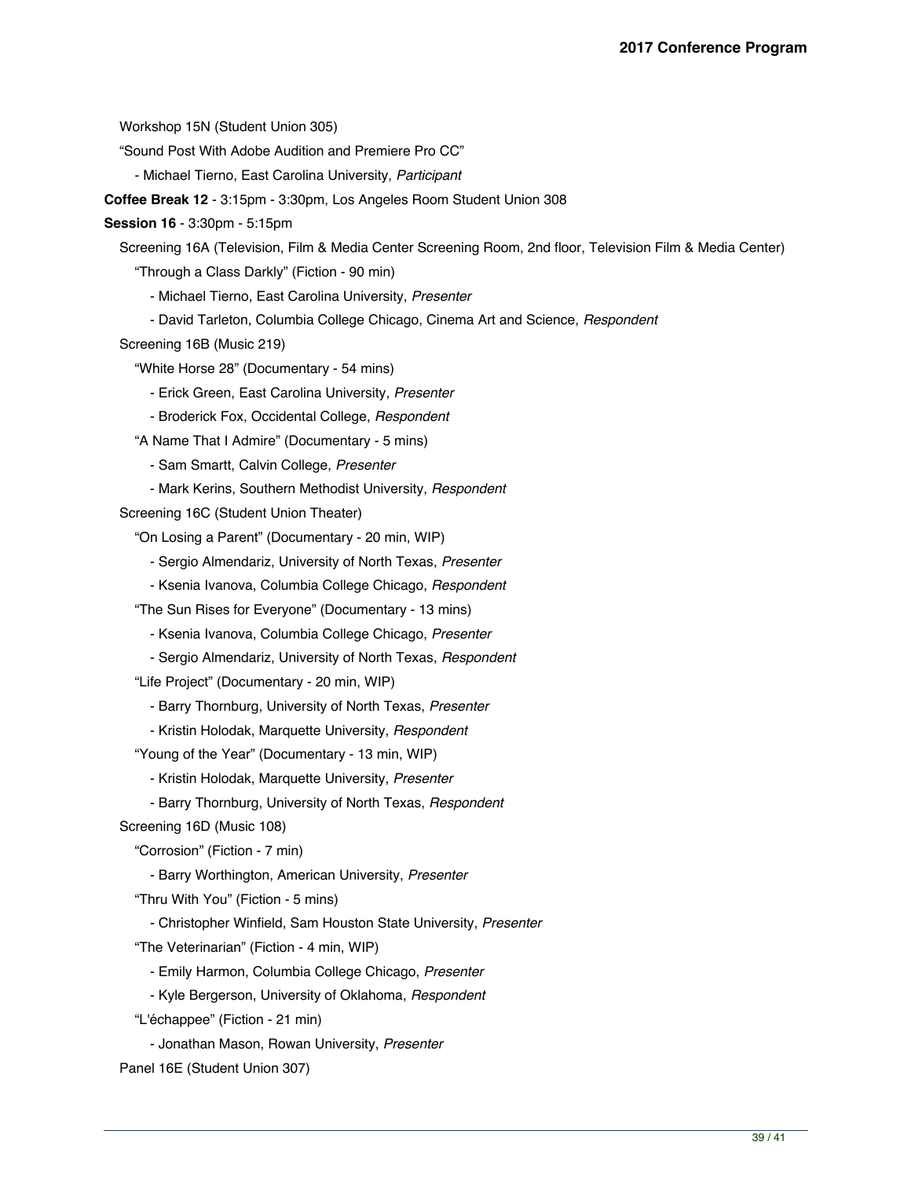Workshop 15N (Student Union 305)

"Sound Post With Adobe Audition and Premiere Pro CC"

- Michael Tierno, East Carolina University, *Participant*

**Coffee Break 12** - 3:15pm - 3:30pm, Los Angeles Room Student Union 308

**Session 16** - 3:30pm - 5:15pm

Screening 16A (Television, Film & Media Center Screening Room, 2nd floor, Television Film & Media Center)

"Through a Class Darkly" (Fiction - 90 min)

- Michael Tierno, East Carolina University, *Presenter*
- David Tarleton, Columbia College Chicago, Cinema Art and Science, *Respondent*

Screening 16B (Music 219)

"White Horse 28" (Documentary - 54 mins)

- Erick Green, East Carolina University, *Presenter*
- Broderick Fox, Occidental College, *Respondent*

"A Name That I Admire" (Documentary - 5 mins)

- Sam Smartt, Calvin College, *Presenter*
- Mark Kerins, Southern Methodist University, *Respondent*

Screening 16C (Student Union Theater)

"On Losing a Parent" (Documentary - 20 min, WIP)

- Sergio Almendariz, University of North Texas, *Presenter*
- Ksenia Ivanova, Columbia College Chicago, *Respondent*

"The Sun Rises for Everyone" (Documentary - 13 mins)

- Ksenia Ivanova, Columbia College Chicago, *Presenter*
- Sergio Almendariz, University of North Texas, *Respondent*

"Life Project" (Documentary - 20 min, WIP)

- Barry Thornburg, University of North Texas, *Presenter*
- Kristin Holodak, Marquette University, *Respondent*

"Young of the Year" (Documentary - 13 min, WIP)

- Kristin Holodak, Marquette University, *Presenter*
- Barry Thornburg, University of North Texas, *Respondent*

Screening 16D (Music 108)

"Corrosion" (Fiction - 7 min)

- Barry Worthington, American University, *Presenter*

"Thru With You" (Fiction - 5 mins)

- Christopher Winfield, Sam Houston State University, *Presenter*

"The Veterinarian" (Fiction - 4 min, WIP)

- Emily Harmon, Columbia College Chicago, *Presenter*
- Kyle Bergerson, University of Oklahoma, *Respondent*

"L'échappee" (Fiction - 21 min)

- Jonathan Mason, Rowan University, *Presenter*

Panel 16E (Student Union 307)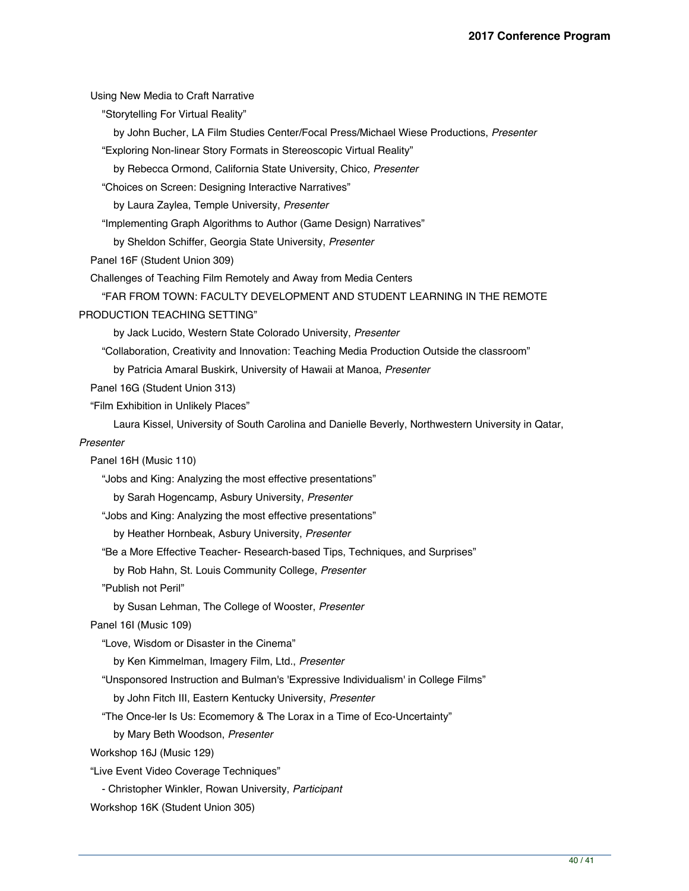Using New Media to Craft Narrative

"Storytelling For Virtual Reality"

by John Bucher, LA Film Studies Center/Focal Press/Michael Wiese Productions, *Presenter*

“Exploring Non-linear Story Formats in Stereoscopic Virtual Reality”

by Rebecca Ormond, California State University, Chico, *Presenter*

“Choices on Screen: Designing Interactive Narratives”

by Laura Zaylea, Temple University, *Presenter*

“Implementing Graph Algorithms to Author (Game Design) Narratives”

by Sheldon Schiffer, Georgia State University, *Presenter*

Panel 16F (Student Union 309)

Challenges of Teaching Film Remotely and Away from Media Centers

“FAR FROM TOWN: FACULTY DEVELOPMENT AND STUDENT LEARNING IN THE REMOTE PRODUCTION TEACHING SETTING”

by Jack Lucido, Western State Colorado University, *Presenter*

“Collaboration, Creativity and Innovation: Teaching Media Production Outside the classroom”

by Patricia Amaral Buskirk, University of Hawaii at Manoa, *Presenter*

Panel 16G (Student Union 313)

“Film Exhibition in Unlikely Places”

Laura Kissel, University of South Carolina and Danielle Beverly, Northwestern University in Qatar, *Presenter*

Panel 16H (Music 110)

“Jobs and King: Analyzing the most effective presentations”

by Sarah Hogencamp, Asbury University, *Presenter*

“Jobs and King: Analyzing the most effective presentations”

by Heather Hornbeak, Asbury University, *Presenter*

“Be a More Effective Teacher- Research-based Tips, Techniques, and Surprises”

by Rob Hahn, St. Louis Community College, *Presenter*

”Publish not Peril”

by Susan Lehman, The College of Wooster, *Presenter*

Panel 16I (Music 109)

“Love, Wisdom or Disaster in the Cinema”

by Ken Kimmelman, Imagery Film, Ltd., *Presenter*

“Unsponsored Instruction and Bulman's 'Expressive Individualism' in College Films”

by John Fitch III, Eastern Kentucky University, *Presenter*

“The Once-ler Is Us: Ecomemory & The Lorax in a Time of Eco-Uncertainty”

by Mary Beth Woodson, *Presenter*

Workshop 16J (Music 129)

“Live Event Video Coverage Techniques”

- Christopher Winkler, Rowan University, *Participant*

Workshop 16K (Student Union 305)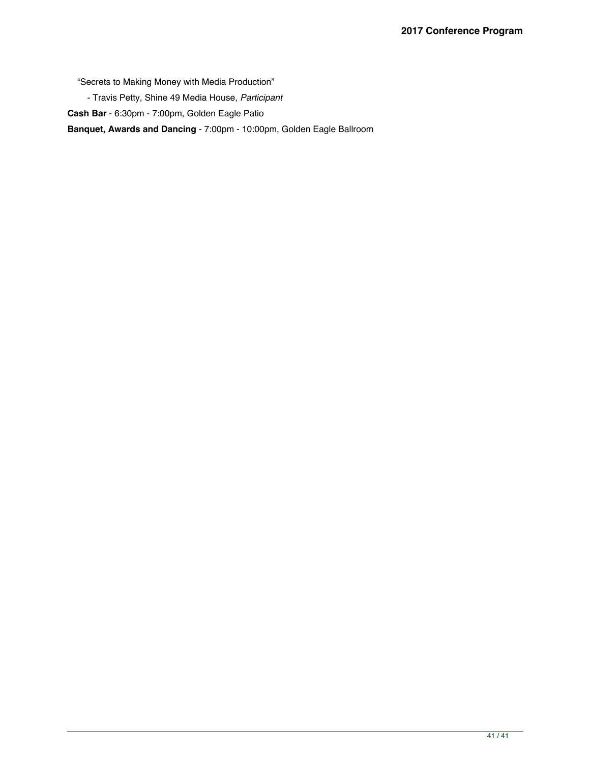"Secrets to Making Money with Media Production"

- Travis Petty, Shine 49 Media House, *Participant*

**Cash Bar** - 6:30pm - 7:00pm, Golden Eagle Patio

**Banquet, Awards and Dancing** - 7:00pm - 10:00pm, Golden Eagle Ballroom